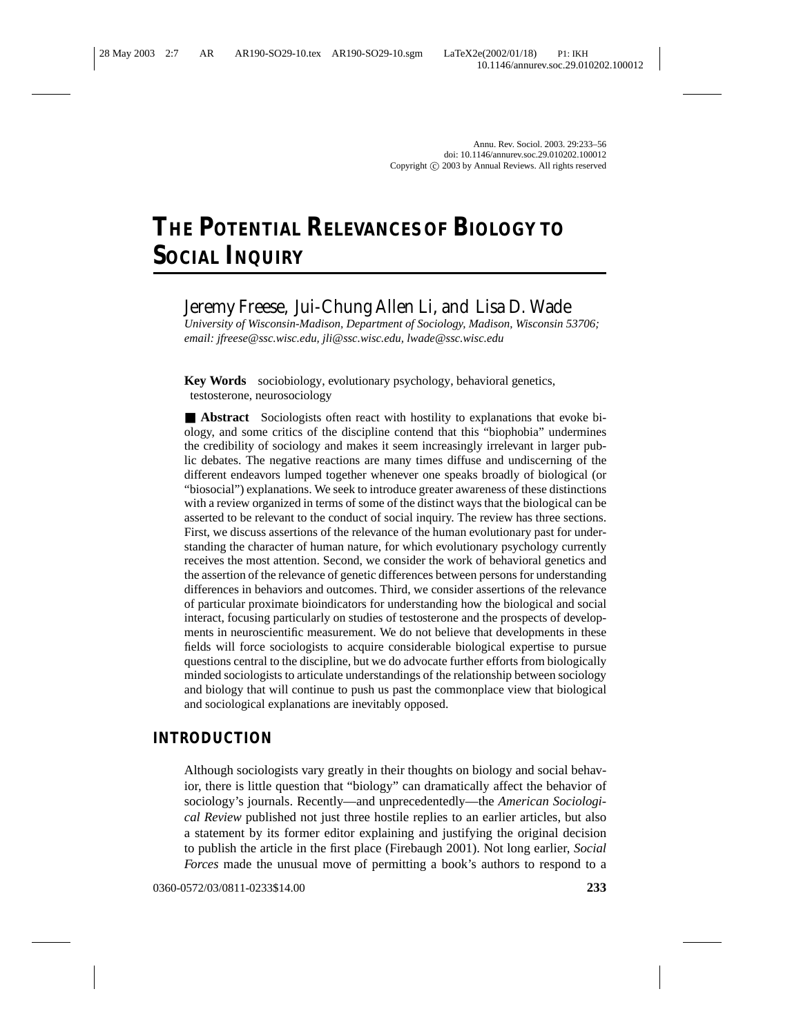# THE POTENTIAL RELEVANCES OF BIOLOGY TO SOCIAL INQUIRY

Jeremy Freese, Jui-Chung Allen Li, and Lisa D. Wade

*University of Wisconsin-Madison, Department of Sociology, Madison, Wisconsin 53706; email: jfreese@ssc.wisc.edu, jli@ssc.wisc.edu, lwade@ssc.wisc.edu*

**Key Words** sociobiology, evolutionary psychology, behavioral genetics, testosterone, neurosociology

■ **Abstract** Sociologists often react with hostility to explanations that evoke biology, and some critics of the discipline contend that this "biophobia" undermines the credibility of sociology and makes it seem increasingly irrelevant in larger public debates. The negative reactions are many times diffuse and undiscerning of the different endeavors lumped together whenever one speaks broadly of biological (or "biosocial") explanations. We seek to introduce greater awareness of these distinctions with a review organized in terms of some of the distinct ways that the biological can be asserted to be relevant to the conduct of social inquiry. The review has three sections. First, we discuss assertions of the relevance of the human evolutionary past for understanding the character of human nature, for which evolutionary psychology currently receives the most attention. Second, we consider the work of behavioral genetics and the assertion of the relevance of genetic differences between persons for understanding differences in behaviors and outcomes. Third, we consider assertions of the relevance of particular proximate bioindicators for understanding how the biological and social interact, focusing particularly on studies of testosterone and the prospects of developments in neuroscientific measurement. We do not believe that developments in these fields will force sociologists to acquire considerable biological expertise to pursue questions central to the discipline, but we do advocate further efforts from biologically minded sociologists to articulate understandings of the relationship between sociology and biology that will continue to push us past the commonplace view that biological and sociological explanations are inevitably opposed.

## INTRODUCTION

Although sociologists vary greatly in their thoughts on biology and social behavior, there is little question that "biology" can dramatically affect the behavior of sociology's journals. Recently—and unprecedentedly—the *American Sociological Review* published not just three hostile replies to an earlier articles, but also a statement by its former editor explaining and justifying the original decision to publish the article in the first place (Firebaugh 2001). Not long earlier, *Social Forces* made the unusual move of permitting a book's authors to respond to a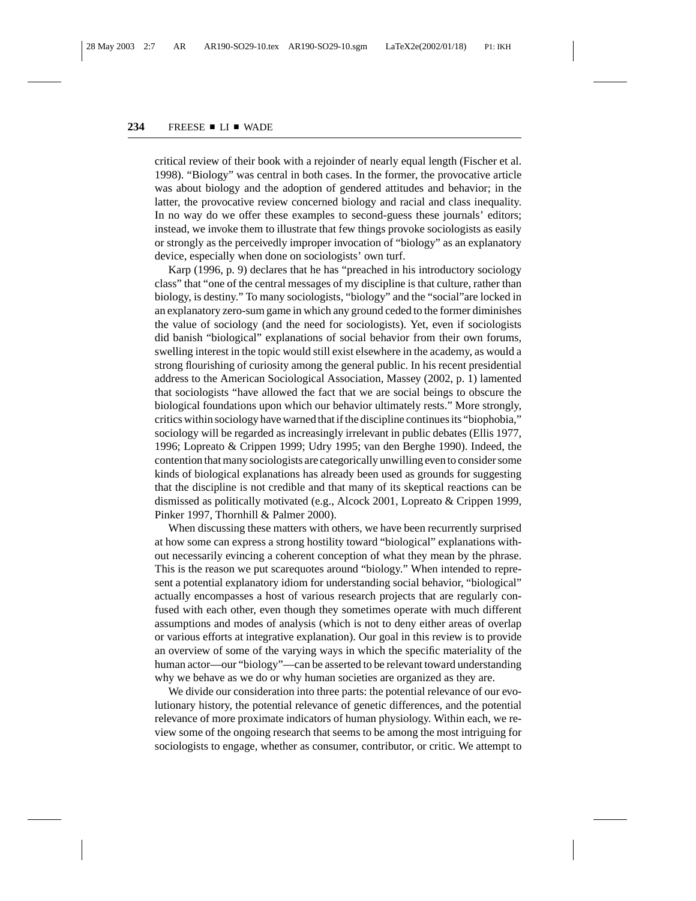critical review of their book with a rejoinder of nearly equal length (Fischer et al. 1998). "Biology" was central in both cases. In the former, the provocative article was about biology and the adoption of gendered attitudes and behavior; in the latter, the provocative review concerned biology and racial and class inequality. In no way do we offer these examples to second-guess these journals' editors; instead, we invoke them to illustrate that few things provoke sociologists as easily or strongly as the perceivedly improper invocation of "biology" as an explanatory device, especially when done on sociologists' own turf.

Karp (1996, p. 9) declares that he has "preached in his introductory sociology class" that "one of the central messages of my discipline is that culture, rather than biology, is destiny." To many sociologists, "biology" and the "social"are locked in an explanatory zero-sum game in which any ground ceded to the former diminishes the value of sociology (and the need for sociologists). Yet, even if sociologists did banish "biological" explanations of social behavior from their own forums, swelling interest in the topic would still exist elsewhere in the academy, as would a strong flourishing of curiosity among the general public. In his recent presidential address to the American Sociological Association, Massey (2002, p. 1) lamented that sociologists "have allowed the fact that we are social beings to obscure the biological foundations upon which our behavior ultimately rests." More strongly, critics within sociology have warned that if the discipline continues its "biophobia," sociology will be regarded as increasingly irrelevant in public debates (Ellis 1977, 1996; Lopreato & Crippen 1999; Udry 1995; van den Berghe 1990). Indeed, the contention that many sociologists are categorically unwilling even to consider some kinds of biological explanations has already been used as grounds for suggesting that the discipline is not credible and that many of its skeptical reactions can be dismissed as politically motivated (e.g., Alcock 2001, Lopreato & Crippen 1999, Pinker 1997, Thornhill & Palmer 2000).

When discussing these matters with others, we have been recurrently surprised at how some can express a strong hostility toward "biological" explanations without necessarily evincing a coherent conception of what they mean by the phrase. This is the reason we put scarequotes around "biology." When intended to represent a potential explanatory idiom for understanding social behavior, "biological" actually encompasses a host of various research projects that are regularly confused with each other, even though they sometimes operate with much different assumptions and modes of analysis (which is not to deny either areas of overlap or various efforts at integrative explanation). Our goal in this review is to provide an overview of some of the varying ways in which the specific materiality of the human actor—our "biology"—can be asserted to be relevant toward understanding why we behave as we do or why human societies are organized as they are.

We divide our consideration into three parts: the potential relevance of our evolutionary history, the potential relevance of genetic differences, and the potential relevance of more proximate indicators of human physiology. Within each, we review some of the ongoing research that seems to be among the most intriguing for sociologists to engage, whether as consumer, contributor, or critic. We attempt to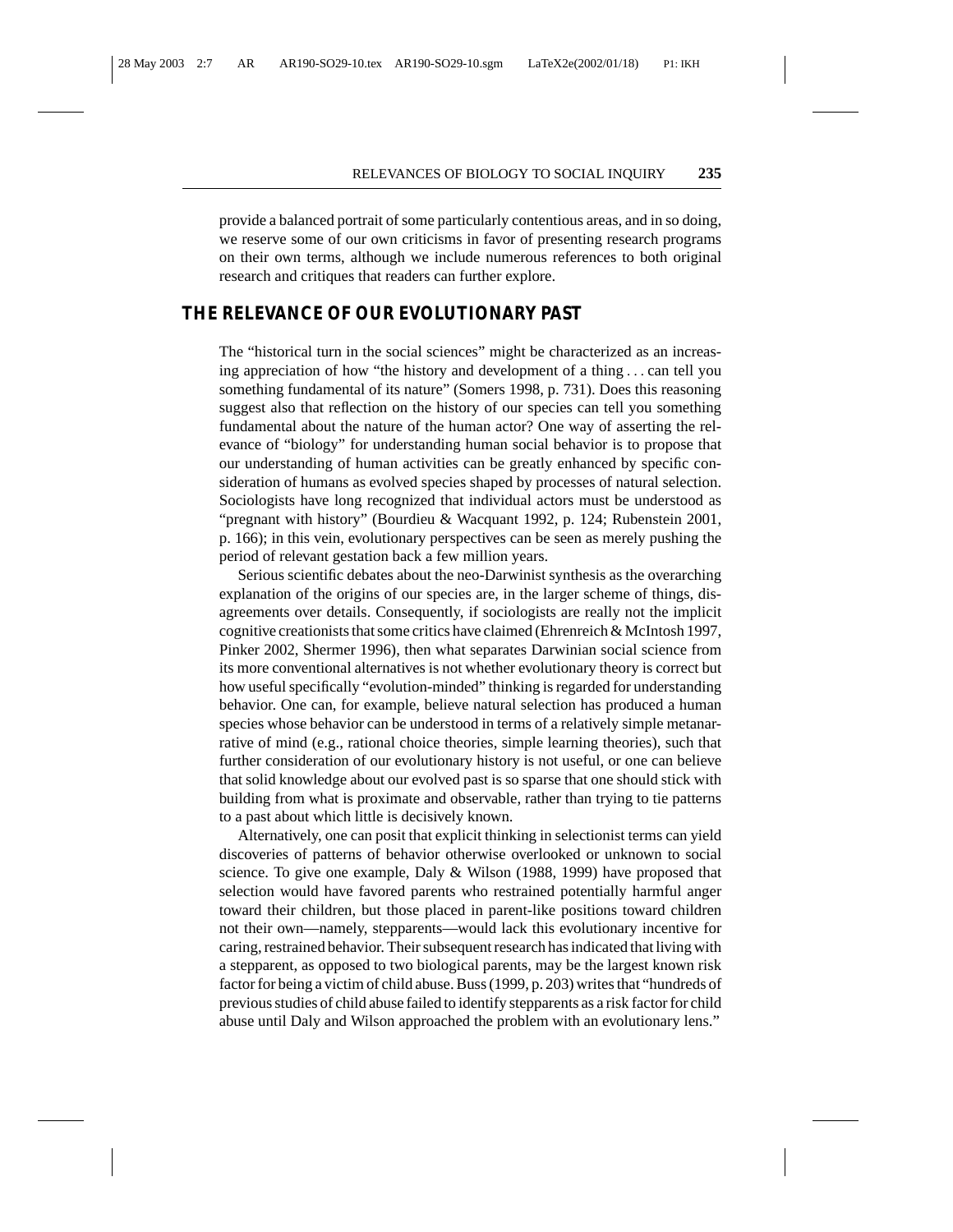provide a balanced portrait of some particularly contentious areas, and in so doing, we reserve some of our own criticisms in favor of presenting research programs on their own terms, although we include numerous references to both original research and critiques that readers can further explore.

## THE RELEVANCE OF OUR EVOLUTIONARY PAST

The "historical turn in the social sciences" might be characterized as an increasing appreciation of how "the history and development of a thing . . . can tell you something fundamental of its nature" (Somers 1998, p. 731). Does this reasoning suggest also that reflection on the history of our species can tell you something fundamental about the nature of the human actor? One way of asserting the relevance of "biology" for understanding human social behavior is to propose that our understanding of human activities can be greatly enhanced by specific consideration of humans as evolved species shaped by processes of natural selection. Sociologists have long recognized that individual actors must be understood as "pregnant with history" (Bourdieu & Wacquant 1992, p. 124; Rubenstein 2001, p. 166); in this vein, evolutionary perspectives can be seen as merely pushing the period of relevant gestation back a few million years.

Serious scientific debates about the neo-Darwinist synthesis as the overarching explanation of the origins of our species are, in the larger scheme of things, disagreements over details. Consequently, if sociologists are really not the implicit cognitive creationists that some critics have claimed (Ehrenreich & McIntosh 1997, Pinker 2002, Shermer 1996), then what separates Darwinian social science from its more conventional alternatives is not whether evolutionary theory is correct but how useful specifically "evolution-minded" thinking is regarded for understanding behavior. One can, for example, believe natural selection has produced a human species whose behavior can be understood in terms of a relatively simple metanarrative of mind (e.g., rational choice theories, simple learning theories), such that further consideration of our evolutionary history is not useful, or one can believe that solid knowledge about our evolved past is so sparse that one should stick with building from what is proximate and observable, rather than trying to tie patterns to a past about which little is decisively known.

Alternatively, one can posit that explicit thinking in selectionist terms can yield discoveries of patterns of behavior otherwise overlooked or unknown to social science. To give one example, Daly & Wilson (1988, 1999) have proposed that selection would have favored parents who restrained potentially harmful anger toward their children, but those placed in parent-like positions toward children not their own—namely, stepparents—would lack this evolutionary incentive for caring, restrained behavior. Their subsequent research has indicated that living with a stepparent, as opposed to two biological parents, may be the largest known risk factor for being a victim of child abuse. Buss (1999, p. 203) writes that "hundreds of previous studies of child abuse failed to identify stepparents as a risk factor for child abuse until Daly and Wilson approached the problem with an evolutionary lens."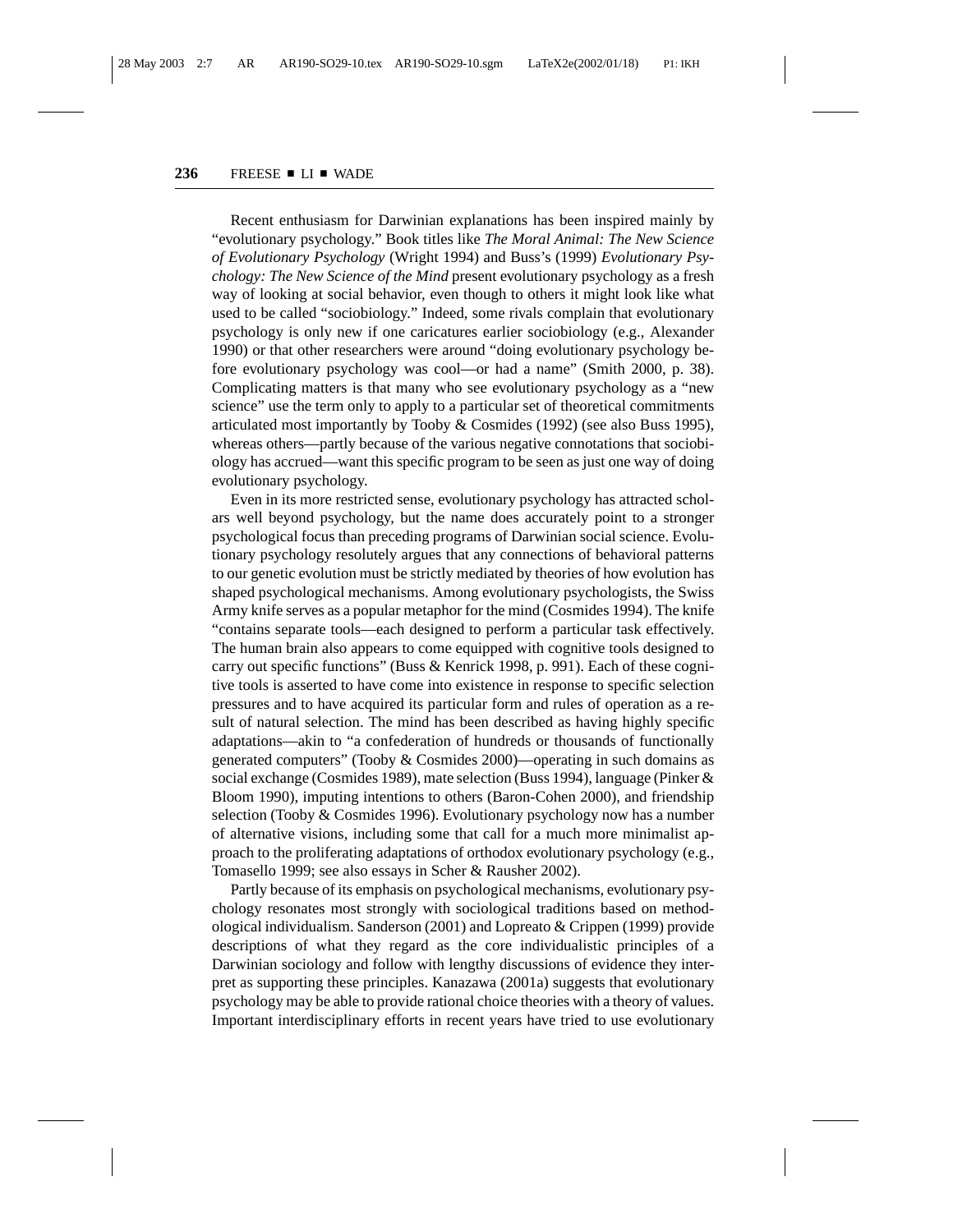Recent enthusiasm for Darwinian explanations has been inspired mainly by "evolutionary psychology." Book titles like *The Moral Animal: The New Science of Evolutionary Psychology* (Wright 1994) and Buss's (1999) *Evolutionary Psychology: The New Science of the Mind* present evolutionary psychology as a fresh way of looking at social behavior, even though to others it might look like what used to be called "sociobiology." Indeed, some rivals complain that evolutionary psychology is only new if one caricatures earlier sociobiology (e.g., Alexander 1990) or that other researchers were around "doing evolutionary psychology before evolutionary psychology was cool—or had a name" (Smith 2000, p. 38). Complicating matters is that many who see evolutionary psychology as a "new science" use the term only to apply to a particular set of theoretical commitments articulated most importantly by Tooby & Cosmides (1992) (see also Buss 1995), whereas others—partly because of the various negative connotations that sociobiology has accrued—want this specific program to be seen as just one way of doing evolutionary psychology.

Even in its more restricted sense, evolutionary psychology has attracted scholars well beyond psychology, but the name does accurately point to a stronger psychological focus than preceding programs of Darwinian social science. Evolutionary psychology resolutely argues that any connections of behavioral patterns to our genetic evolution must be strictly mediated by theories of how evolution has shaped psychological mechanisms. Among evolutionary psychologists, the Swiss Army knife serves as a popular metaphor for the mind (Cosmides 1994). The knife "contains separate tools—each designed to perform a particular task effectively. The human brain also appears to come equipped with cognitive tools designed to carry out specific functions" (Buss & Kenrick 1998, p. 991). Each of these cognitive tools is asserted to have come into existence in response to specific selection pressures and to have acquired its particular form and rules of operation as a result of natural selection. The mind has been described as having highly specific adaptations—akin to "a confederation of hundreds or thousands of functionally generated computers" (Tooby & Cosmides 2000)—operating in such domains as social exchange (Cosmides 1989), mate selection (Buss 1994), language (Pinker & Bloom 1990), imputing intentions to others (Baron-Cohen 2000), and friendship selection (Tooby & Cosmides 1996). Evolutionary psychology now has a number of alternative visions, including some that call for a much more minimalist approach to the proliferating adaptations of orthodox evolutionary psychology (e.g., Tomasello 1999; see also essays in Scher & Rausher 2002).

Partly because of its emphasis on psychological mechanisms, evolutionary psychology resonates most strongly with sociological traditions based on methodological individualism. Sanderson (2001) and Lopreato & Crippen (1999) provide descriptions of what they regard as the core individualistic principles of a Darwinian sociology and follow with lengthy discussions of evidence they interpret as supporting these principles. Kanazawa (2001a) suggests that evolutionary psychology may be able to provide rational choice theories with a theory of values. Important interdisciplinary efforts in recent years have tried to use evolutionary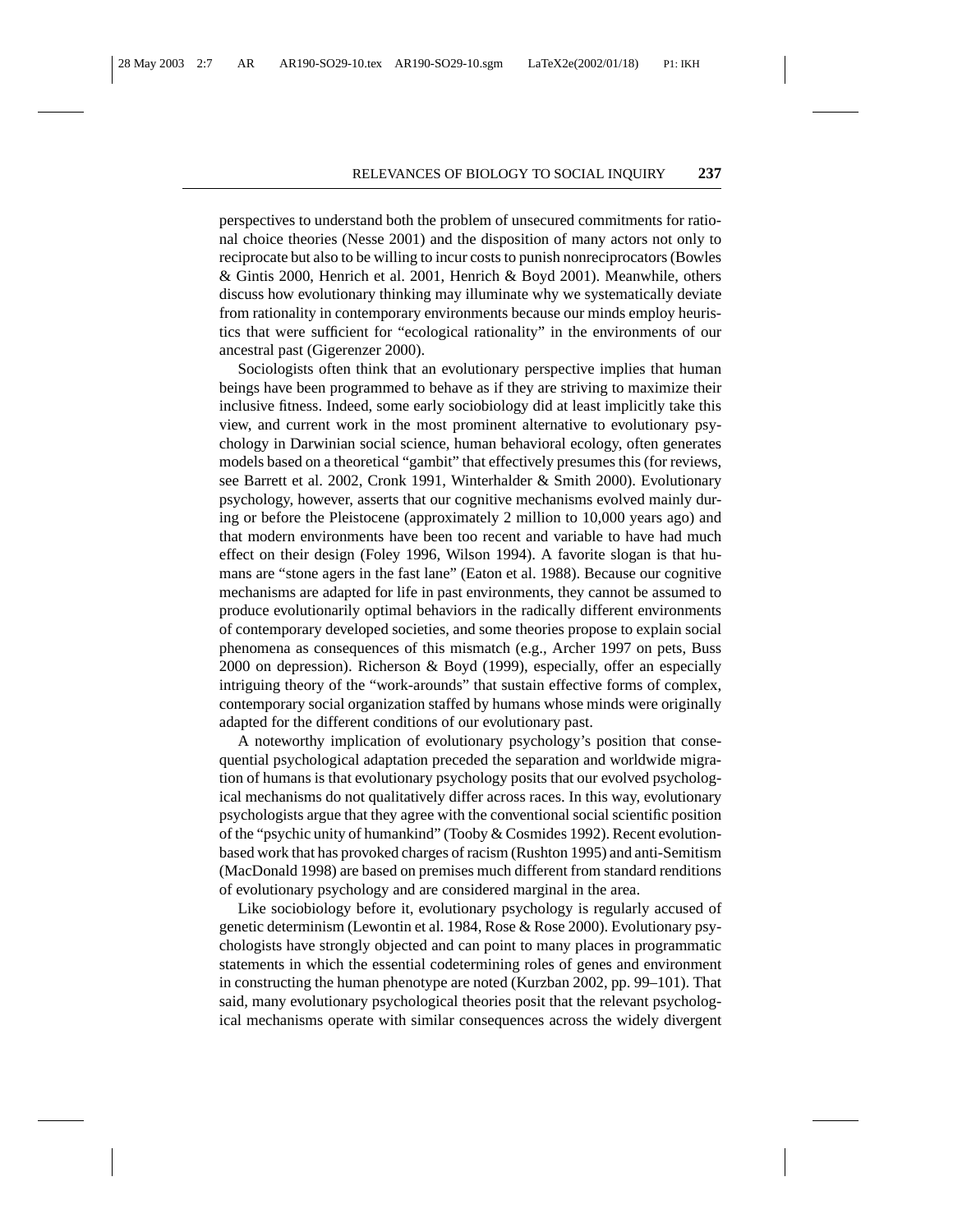perspectives to understand both the problem of unsecured commitments for rational choice theories (Nesse 2001) and the disposition of many actors not only to reciprocate but also to be willing to incur costs to punish nonreciprocators (Bowles & Gintis 2000, Henrich et al. 2001, Henrich & Boyd 2001). Meanwhile, others discuss how evolutionary thinking may illuminate why we systematically deviate from rationality in contemporary environments because our minds employ heuristics that were sufficient for "ecological rationality" in the environments of our ancestral past (Gigerenzer 2000).

Sociologists often think that an evolutionary perspective implies that human beings have been programmed to behave as if they are striving to maximize their inclusive fitness. Indeed, some early sociobiology did at least implicitly take this view, and current work in the most prominent alternative to evolutionary psychology in Darwinian social science, human behavioral ecology, often generates models based on a theoretical "gambit" that effectively presumes this (for reviews, see Barrett et al. 2002, Cronk 1991, Winterhalder & Smith 2000). Evolutionary psychology, however, asserts that our cognitive mechanisms evolved mainly during or before the Pleistocene (approximately 2 million to 10,000 years ago) and that modern environments have been too recent and variable to have had much effect on their design (Foley 1996, Wilson 1994). A favorite slogan is that humans are "stone agers in the fast lane" (Eaton et al. 1988). Because our cognitive mechanisms are adapted for life in past environments, they cannot be assumed to produce evolutionarily optimal behaviors in the radically different environments of contemporary developed societies, and some theories propose to explain social phenomena as consequences of this mismatch (e.g., Archer 1997 on pets, Buss 2000 on depression). Richerson & Boyd (1999), especially, offer an especially intriguing theory of the "work-arounds" that sustain effective forms of complex, contemporary social organization staffed by humans whose minds were originally adapted for the different conditions of our evolutionary past.

A noteworthy implication of evolutionary psychology's position that consequential psychological adaptation preceded the separation and worldwide migration of humans is that evolutionary psychology posits that our evolved psychological mechanisms do not qualitatively differ across races. In this way, evolutionary psychologists argue that they agree with the conventional social scientific position of the "psychic unity of humankind" (Tooby & Cosmides 1992). Recent evolution-based work that has provoked charges of racism (Rushton 1995) and anti-Semitism (MacDonald 1998) are based on premises much different from standard renditions of evolutionary psychology and are considered marginal in the area.

Like sociobiology before it, evolutionary psychology is regularly accused of genetic determinism (Lewontin et al. 1984, Rose & Rose 2000). Evolutionary psychologists have strongly objected and can point to many places in programmatic statements in which the essential codetermining roles of genes and environment in constructing the human phenotype are noted (Kurzban 2002, pp. 99–101). That said, many evolutionary psychological theories posit that the relevant psychological mechanisms operate with similar consequences across the widely divergent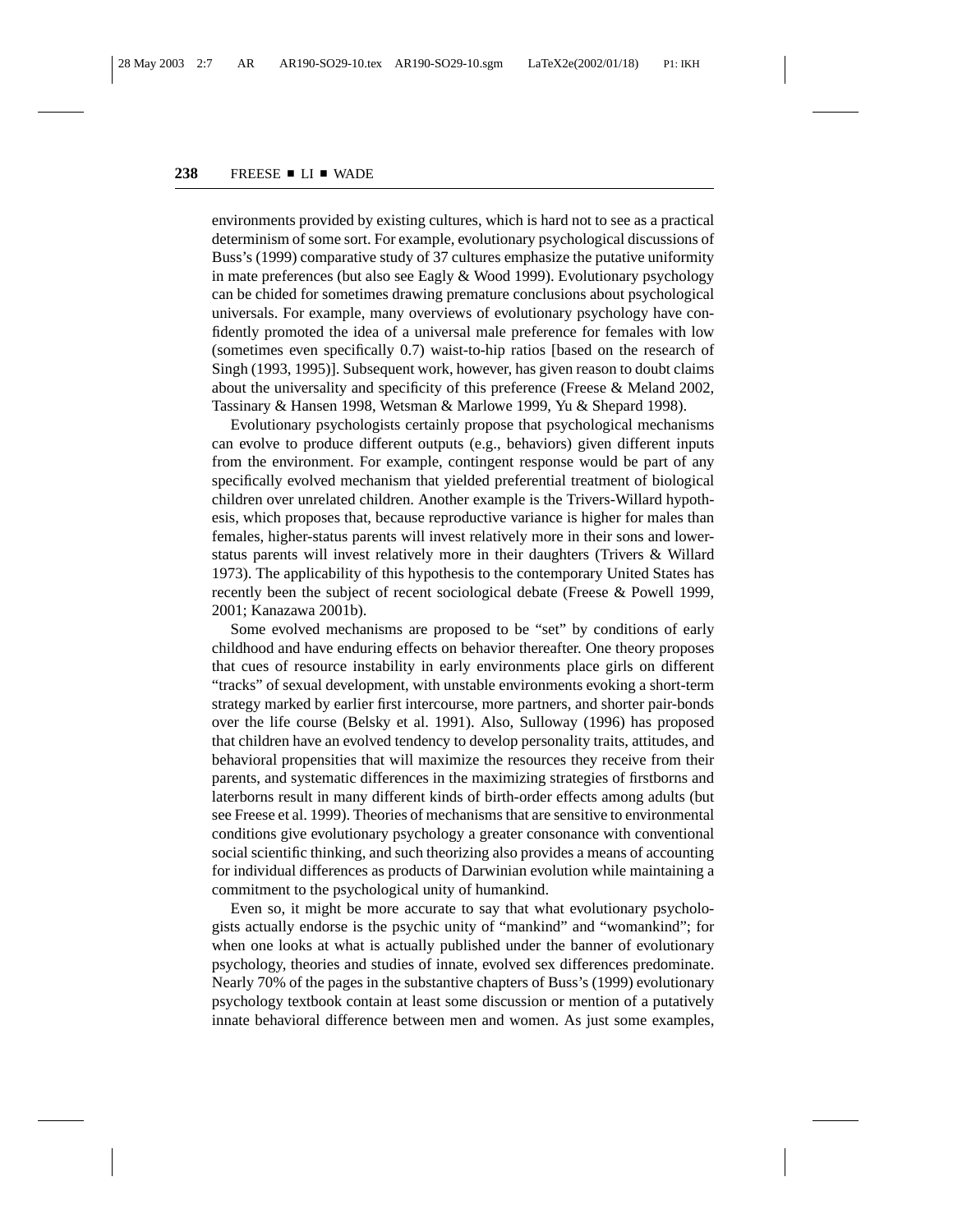environments provided by existing cultures, which is hard not to see as a practical determinism of some sort. For example, evolutionary psychological discussions of Buss's (1999) comparative study of 37 cultures emphasize the putative uniformity in mate preferences (but also see Eagly & Wood 1999). Evolutionary psychology can be chided for sometimes drawing premature conclusions about psychological universals. For example, many overviews of evolutionary psychology have confidently promoted the idea of a universal male preference for females with low (sometimes even specifically 0.7) waist-to-hip ratios [based on the research of Singh (1993, 1995)]. Subsequent work, however, has given reason to doubt claims about the universality and specificity of this preference (Freese & Meland 2002, Tassinary & Hansen 1998, Wetsman & Marlowe 1999, Yu & Shepard 1998).

Evolutionary psychologists certainly propose that psychological mechanisms can evolve to produce different outputs (e.g., behaviors) given different inputs from the environment. For example, contingent response would be part of any specifically evolved mechanism that yielded preferential treatment of biological children over unrelated children. Another example is the Trivers-Willard hypothesis, which proposes that, because reproductive variance is higher for males than females, higher-status parents will invest relatively more in their sons and lower-status parents will invest relatively more in their daughters (Trivers & Willard 1973). The applicability of this hypothesis to the contemporary United States has recently been the subject of recent sociological debate (Freese & Powell 1999, 2001; Kanazawa 2001b).

Some evolved mechanisms are proposed to be "set" by conditions of early childhood and have enduring effects on behavior thereafter. One theory proposes that cues of resource instability in early environments place girls on different "tracks" of sexual development, with unstable environments evoking a short-term strategy marked by earlier first intercourse, more partners, and shorter pair-bonds over the life course (Belsky et al. 1991). Also, Sulloway (1996) has proposed that children have an evolved tendency to develop personality traits, attitudes, and behavioral propensities that will maximize the resources they receive from their parents, and systematic differences in the maximizing strategies of firstborns and laterborns result in many different kinds of birth-order effects among adults (but see Freese et al. 1999). Theories of mechanisms that are sensitive to environmental conditions give evolutionary psychology a greater consonance with conventional social scientific thinking, and such theorizing also provides a means of accounting for individual differences as products of Darwinian evolution while maintaining a commitment to the psychological unity of humankind.

Even so, it might be more accurate to say that what evolutionary psychologists actually endorse is the psychic unity of "mankind" and "womankind"; for when one looks at what is actually published under the banner of evolutionary psychology, theories and studies of innate, evolved sex differences predominate. Nearly 70% of the pages in the substantive chapters of Buss's (1999) evolutionary psychology textbook contain at least some discussion or mention of a putatively innate behavioral difference between men and women. As just some examples,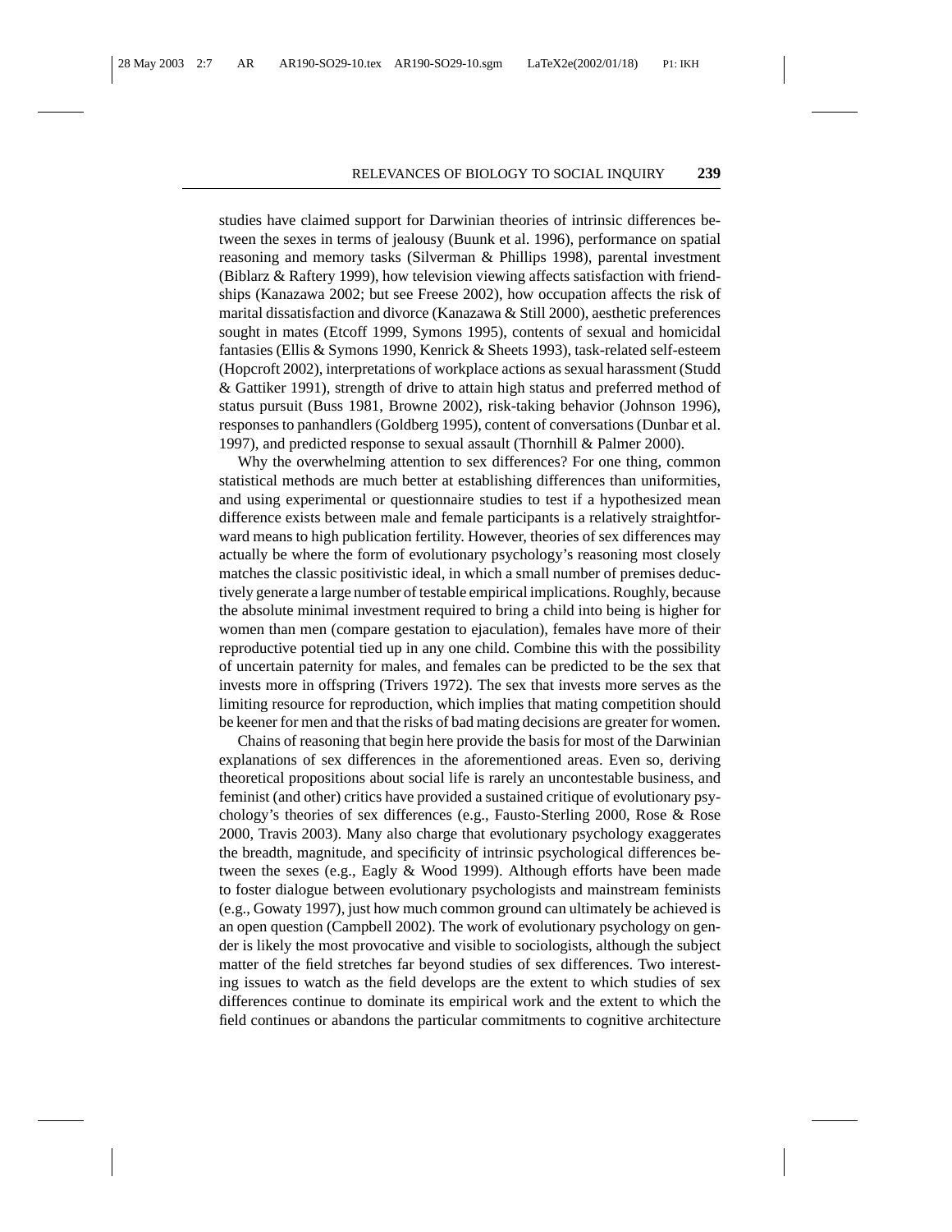studies have claimed support for Darwinian theories of intrinsic differences between the sexes in terms of jealousy (Buunk et al. 1996), performance on spatial reasoning and memory tasks (Silverman & Phillips 1998), parental investment (Biblarz & Raftery 1999), how television viewing affects satisfaction with friendships (Kanazawa 2002; but see Freese 2002), how occupation affects the risk of marital dissatisfaction and divorce (Kanazawa & Still 2000), aesthetic preferences sought in mates (Etcoff 1999, Symons 1995), contents of sexual and homicidal fantasies (Ellis & Symons 1990, Kenrick & Sheets 1993), task-related self-esteem (Hopcroft 2002), interpretations of workplace actions as sexual harassment (Studd & Gattiker 1991), strength of drive to attain high status and preferred method of status pursuit (Buss 1981, Browne 2002), risk-taking behavior (Johnson 1996), responses to panhandlers (Goldberg 1995), content of conversations (Dunbar et al. 1997), and predicted response to sexual assault (Thornhill & Palmer 2000).

Why the overwhelming attention to sex differences? For one thing, common statistical methods are much better at establishing differences than uniformities, and using experimental or questionnaire studies to test if a hypothesized mean difference exists between male and female participants is a relatively straightforward means to high publication fertility. However, theories of sex differences may actually be where the form of evolutionary psychology's reasoning most closely matches the classic positivistic ideal, in which a small number of premises deductively generate a large number of testable empirical implications. Roughly, because the absolute minimal investment required to bring a child into being is higher for women than men (compare gestation to ejaculation), females have more of their reproductive potential tied up in any one child. Combine this with the possibility of uncertain paternity for males, and females can be predicted to be the sex that invests more in offspring (Trivers 1972). The sex that invests more serves as the limiting resource for reproduction, which implies that mating competition should be keener for men and that the risks of bad mating decisions are greater for women.

Chains of reasoning that begin here provide the basis for most of the Darwinian explanations of sex differences in the aforementioned areas. Even so, deriving theoretical propositions about social life is rarely an uncontestable business, and feminist (and other) critics have provided a sustained critique of evolutionary psychology's theories of sex differences (e.g., Fausto-Sterling 2000, Rose & Rose 2000, Travis 2003). Many also charge that evolutionary psychology exaggerates the breadth, magnitude, and specificity of intrinsic psychological differences between the sexes (e.g., Eagly & Wood 1999). Although efforts have been made to foster dialogue between evolutionary psychologists and mainstream feminists (e.g., Gowaty 1997), just how much common ground can ultimately be achieved is an open question (Campbell 2002). The work of evolutionary psychology on gender is likely the most provocative and visible to sociologists, although the subject matter of the field stretches far beyond studies of sex differences. Two interesting issues to watch as the field develops are the extent to which studies of sex differences continue to dominate its empirical work and the extent to which the field continues or abandons the particular commitments to cognitive architecture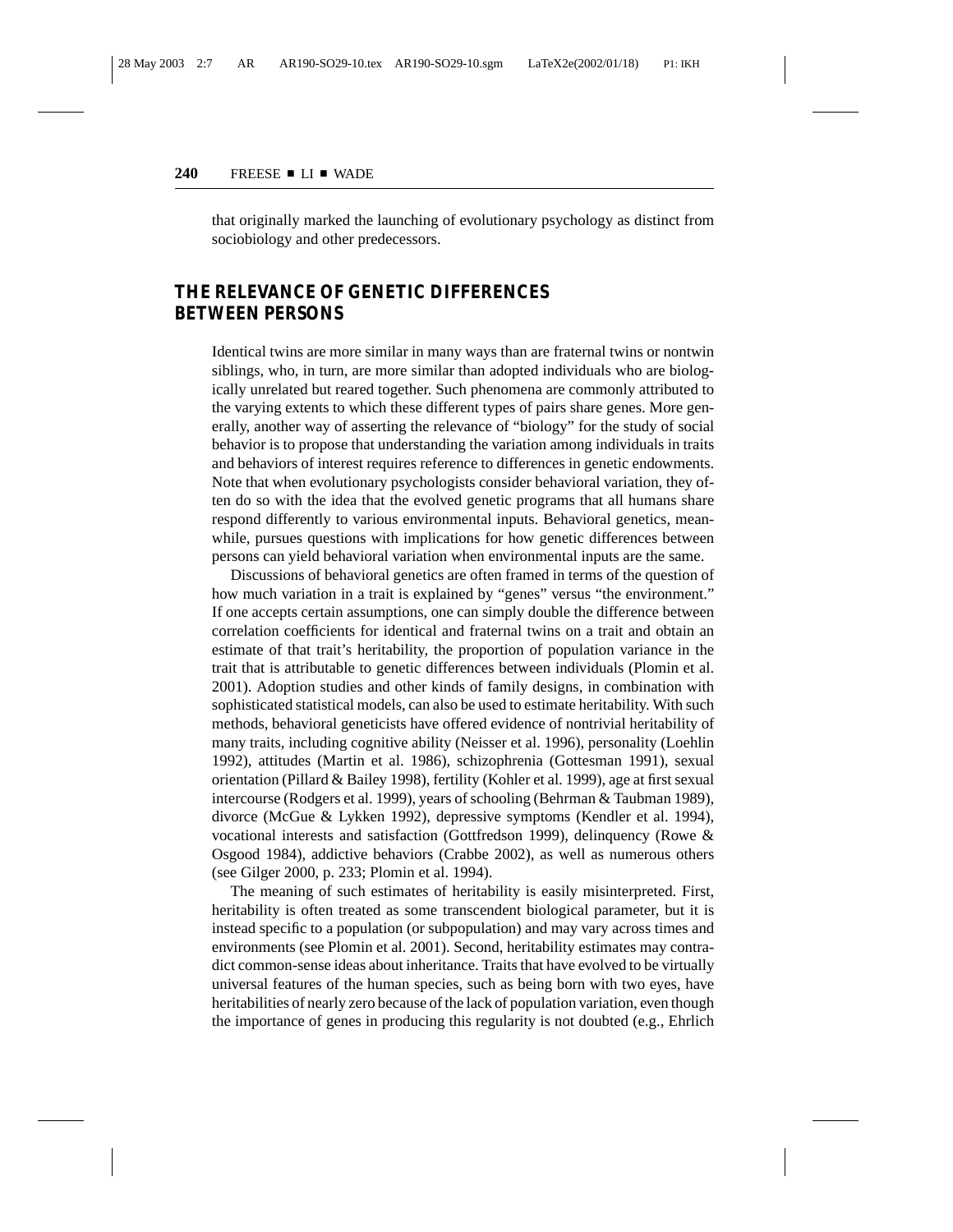that originally marked the launching of evolutionary psychology as distinct from sociobiology and other predecessors.

## THE RELEVANCE OF GENETIC DIFFERENCES BETWEEN PERSONS

Identical twins are more similar in many ways than are fraternal twins or nontwin siblings, who, in turn, are more similar than adopted individuals who are biologically unrelated but reared together. Such phenomena are commonly attributed to the varying extents to which these different types of pairs share genes. More generally, another way of asserting the relevance of "biology" for the study of social behavior is to propose that understanding the variation among individuals in traits and behaviors of interest requires reference to differences in genetic endowments. Note that when evolutionary psychologists consider behavioral variation, they often do so with the idea that the evolved genetic programs that all humans share respond differently to various environmental inputs. Behavioral genetics, meanwhile, pursues questions with implications for how genetic differences between persons can yield behavioral variation when environmental inputs are the same.

Discussions of behavioral genetics are often framed in terms of the question of how much variation in a trait is explained by "genes" versus "the environment." If one accepts certain assumptions, one can simply double the difference between correlation coefficients for identical and fraternal twins on a trait and obtain an estimate of that trait's heritability, the proportion of population variance in the trait that is attributable to genetic differences between individuals (Plomin et al. 2001). Adoption studies and other kinds of family designs, in combination with sophisticated statistical models, can also be used to estimate heritability. With such methods, behavioral geneticists have offered evidence of nontrivial heritability of many traits, including cognitive ability (Neisser et al. 1996), personality (Loehlin 1992), attitudes (Martin et al. 1986), schizophrenia (Gottesman 1991), sexual orientation (Pillard & Bailey 1998), fertility (Kohler et al. 1999), age at first sexual intercourse (Rodgers et al. 1999), years of schooling (Behrman & Taubman 1989), divorce (McGue & Lykken 1992), depressive symptoms (Kendler et al. 1994), vocational interests and satisfaction (Gottfredson 1999), delinquency (Rowe & Osgood 1984), addictive behaviors (Crabbe 2002), as well as numerous others (see Gilger 2000, p. 233; Plomin et al. 1994).

The meaning of such estimates of heritability is easily misinterpreted. First, heritability is often treated as some transcendent biological parameter, but it is instead specific to a population (or subpopulation) and may vary across times and environments (see Plomin et al. 2001). Second, heritability estimates may contradict common-sense ideas about inheritance. Traits that have evolved to be virtually universal features of the human species, such as being born with two eyes, have heritabilities of nearly zero because of the lack of population variation, even though the importance of genes in producing this regularity is not doubted (e.g., Ehrlich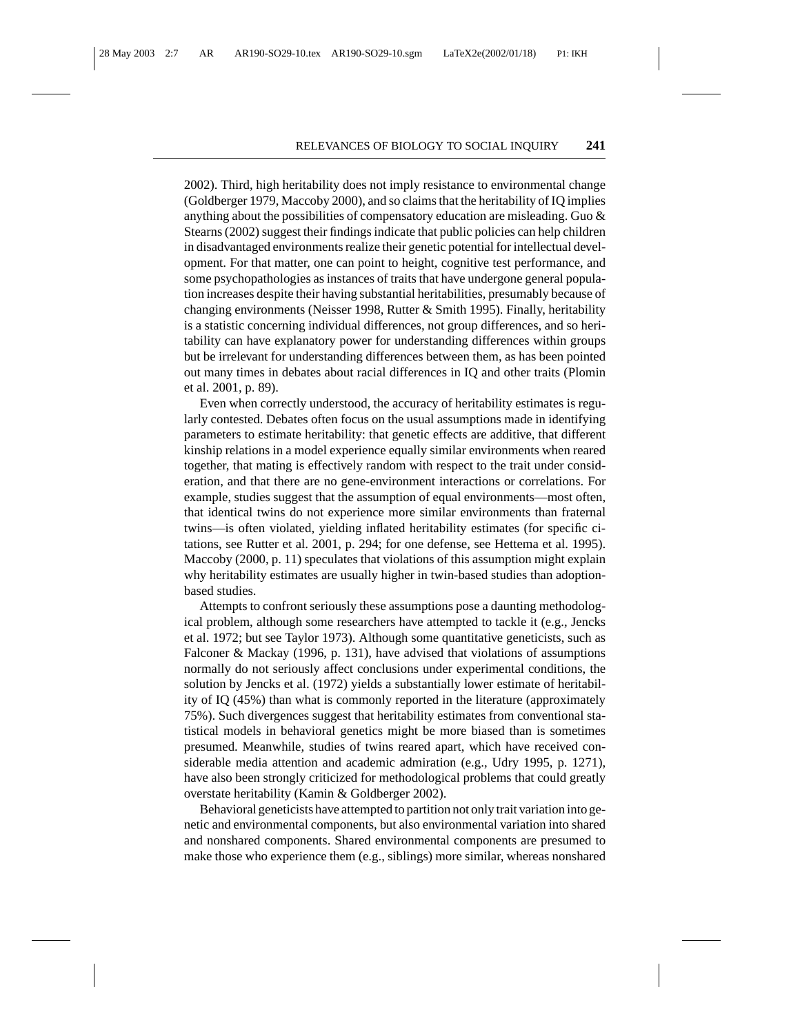2002). Third, high heritability does not imply resistance to environmental change (Goldberger 1979, Maccoby 2000), and so claims that the heritability of IQ implies anything about the possibilities of compensatory education are misleading. Guo & Stearns (2002) suggest their findings indicate that public policies can help children in disadvantaged environments realize their genetic potential for intellectual development. For that matter, one can point to height, cognitive test performance, and some psychopathologies as instances of traits that have undergone general population increases despite their having substantial heritabilities, presumably because of changing environments (Neisser 1998, Rutter & Smith 1995). Finally, heritability is a statistic concerning individual differences, not group differences, and so heritability can have explanatory power for understanding differences within groups but be irrelevant for understanding differences between them, as has been pointed out many times in debates about racial differences in IQ and other traits (Plomin et al. 2001, p. 89).

Even when correctly understood, the accuracy of heritability estimates is regularly contested. Debates often focus on the usual assumptions made in identifying parameters to estimate heritability: that genetic effects are additive, that different kinship relations in a model experience equally similar environments when reared together, that mating is effectively random with respect to the trait under consideration, and that there are no gene-environment interactions or correlations. For example, studies suggest that the assumption of equal environments—most often, that identical twins do not experience more similar environments than fraternal twins—is often violated, yielding inflated heritability estimates (for specific citations, see Rutter et al. 2001, p. 294; for one defense, see Hettema et al. 1995). Maccoby (2000, p. 11) speculates that violations of this assumption might explain why heritability estimates are usually higher in twin-based studies than adoption-based studies.

Attempts to confront seriously these assumptions pose a daunting methodological problem, although some researchers have attempted to tackle it (e.g., Jencks et al. 1972; but see Taylor 1973). Although some quantitative geneticists, such as Falconer & Mackay (1996, p. 131), have advised that violations of assumptions normally do not seriously affect conclusions under experimental conditions, the solution by Jencks et al. (1972) yields a substantially lower estimate of heritability of IQ (45%) than what is commonly reported in the literature (approximately 75%). Such divergences suggest that heritability estimates from conventional statistical models in behavioral genetics might be more biased than is sometimes presumed. Meanwhile, studies of twins reared apart, which have received considerable media attention and academic admiration (e.g., Udry 1995, p. 1271), have also been strongly criticized for methodological problems that could greatly overstate heritability (Kamin & Goldberger 2002).

Behavioral geneticists have attempted to partition not only trait variation into genetic and environmental components, but also environmental variation into shared and nonshared components. Shared environmental components are presumed to make those who experience them (e.g., siblings) more similar, whereas nonshared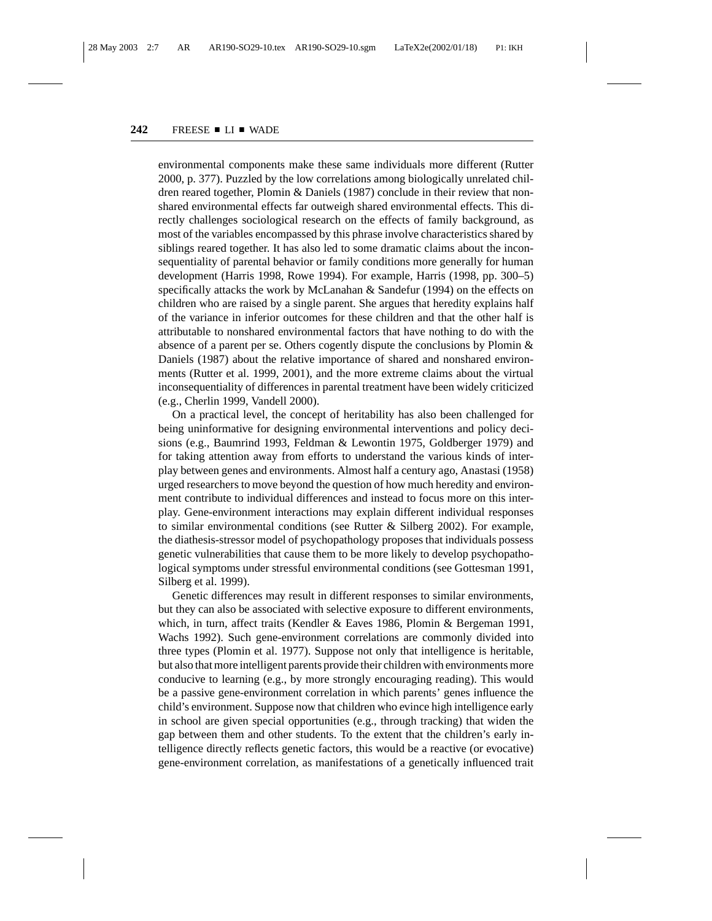environmental components make these same individuals more different (Rutter 2000, p. 377). Puzzled by the low correlations among biologically unrelated children reared together, Plomin & Daniels (1987) conclude in their review that nonshared environmental effects far outweigh shared environmental effects. This directly challenges sociological research on the effects of family background, as most of the variables encompassed by this phrase involve characteristics shared by siblings reared together. It has also led to some dramatic claims about the inconsequentiality of parental behavior or family conditions more generally for human development (Harris 1998, Rowe 1994). For example, Harris (1998, pp. 300–5) specifically attacks the work by McLanahan & Sandefur (1994) on the effects on children who are raised by a single parent. She argues that heredity explains half of the variance in inferior outcomes for these children and that the other half is attributable to nonshared environmental factors that have nothing to do with the absence of a parent per se. Others cogently dispute the conclusions by Plomin & Daniels (1987) about the relative importance of shared and nonshared environments (Rutter et al. 1999, 2001), and the more extreme claims about the virtual inconsequentiality of differences in parental treatment have been widely criticized (e.g., Cherlin 1999, Vandell 2000).

On a practical level, the concept of heritability has also been challenged for being uninformative for designing environmental interventions and policy decisions (e.g., Baumrind 1993, Feldman & Lewontin 1975, Goldberger 1979) and for taking attention away from efforts to understand the various kinds of interplay between genes and environments. Almost half a century ago, Anastasi (1958) urged researchers to move beyond the question of how much heredity and environment contribute to individual differences and instead to focus more on this interplay. Gene-environment interactions may explain different individual responses to similar environmental conditions (see Rutter & Silberg 2002). For example, the diathesis-stressor model of psychopathology proposes that individuals possess genetic vulnerabilities that cause them to be more likely to develop psychopathological symptoms under stressful environmental conditions (see Gottesman 1991, Silberg et al. 1999).

Genetic differences may result in different responses to similar environments, but they can also be associated with selective exposure to different environments, which, in turn, affect traits (Kendler & Eaves 1986, Plomin & Bergeman 1991, Wachs 1992). Such gene-environment correlations are commonly divided into three types (Plomin et al. 1977). Suppose not only that intelligence is heritable, but also that more intelligent parents provide their children with environments more conducive to learning (e.g., by more strongly encouraging reading). This would be a passive gene-environment correlation in which parents' genes influence the child's environment. Suppose now that children who evince high intelligence early in school are given special opportunities (e.g., through tracking) that widen the gap between them and other students. To the extent that the children's early intelligence directly reflects genetic factors, this would be a reactive (or evocative) gene-environment correlation, as manifestations of a genetically influenced trait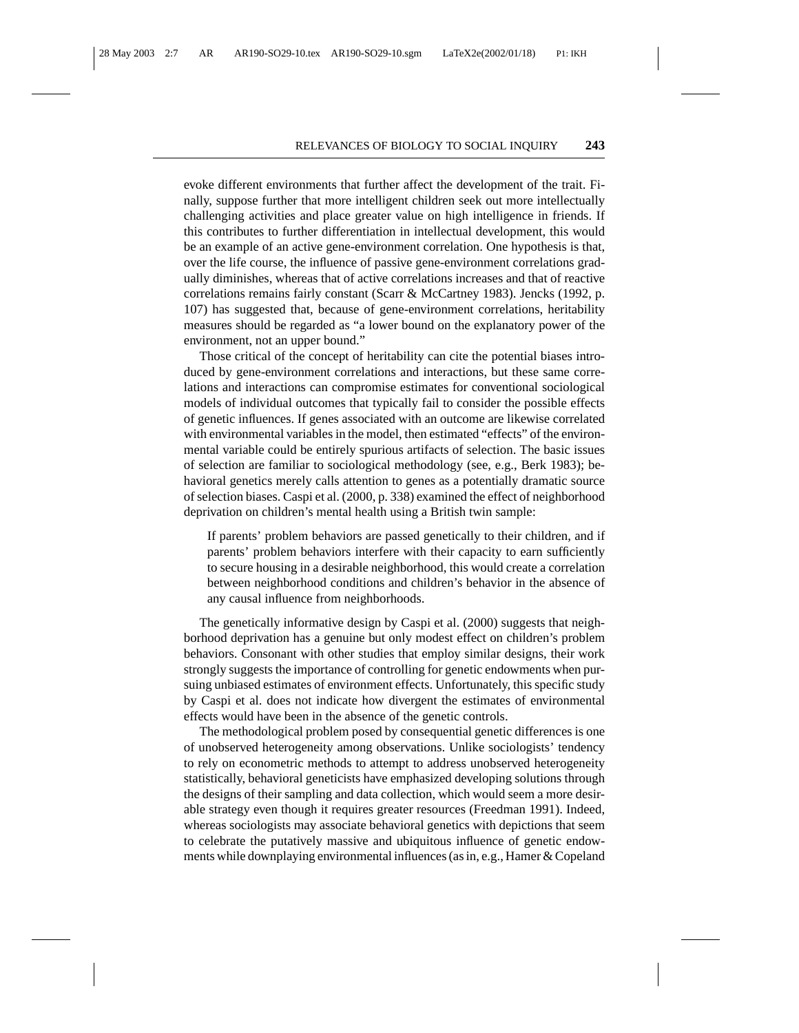evoke different environments that further affect the development of the trait. Finally, suppose further that more intelligent children seek out more intellectually challenging activities and place greater value on high intelligence in friends. If this contributes to further differentiation in intellectual development, this would be an example of an active gene-environment correlation. One hypothesis is that, over the life course, the influence of passive gene-environment correlations gradually diminishes, whereas that of active correlations increases and that of reactive correlations remains fairly constant (Scarr & McCartney 1983). Jencks (1992, p. 107) has suggested that, because of gene-environment correlations, heritability measures should be regarded as "a lower bound on the explanatory power of the environment, not an upper bound."

Those critical of the concept of heritability can cite the potential biases introduced by gene-environment correlations and interactions, but these same correlations and interactions can compromise estimates for conventional sociological models of individual outcomes that typically fail to consider the possible effects of genetic influences. If genes associated with an outcome are likewise correlated with environmental variables in the model, then estimated "effects" of the environmental variable could be entirely spurious artifacts of selection. The basic issues of selection are familiar to sociological methodology (see, e.g., Berk 1983); behavioral genetics merely calls attention to genes as a potentially dramatic source of selection biases. Caspi et al. (2000, p. 338) examined the effect of neighborhood deprivation on children's mental health using a British twin sample:

> If parents' problem behaviors are passed genetically to their children, and if parents' problem behaviors interfere with their capacity to earn sufficiently to secure housing in a desirable neighborhood, this would create a correlation between neighborhood conditions and children's behavior in the absence of any causal influence from neighborhoods.

The genetically informative design by Caspi et al. (2000) suggests that neighborhood deprivation has a genuine but only modest effect on children's problem behaviors. Consonant with other studies that employ similar designs, their work strongly suggests the importance of controlling for genetic endowments when pursuing unbiased estimates of environment effects. Unfortunately, this specific study by Caspi et al. does not indicate how divergent the estimates of environmental effects would have been in the absence of the genetic controls.

The methodological problem posed by consequential genetic differences is one of unobserved heterogeneity among observations. Unlike sociologists' tendency to rely on econometric methods to attempt to address unobserved heterogeneity statistically, behavioral geneticists have emphasized developing solutions through the designs of their sampling and data collection, which would seem a more desirable strategy even though it requires greater resources (Freedman 1991). Indeed, whereas sociologists may associate behavioral genetics with depictions that seem to celebrate the putatively massive and ubiquitous influence of genetic endowments while downplaying environmental influences (as in, e.g., Hamer & Copeland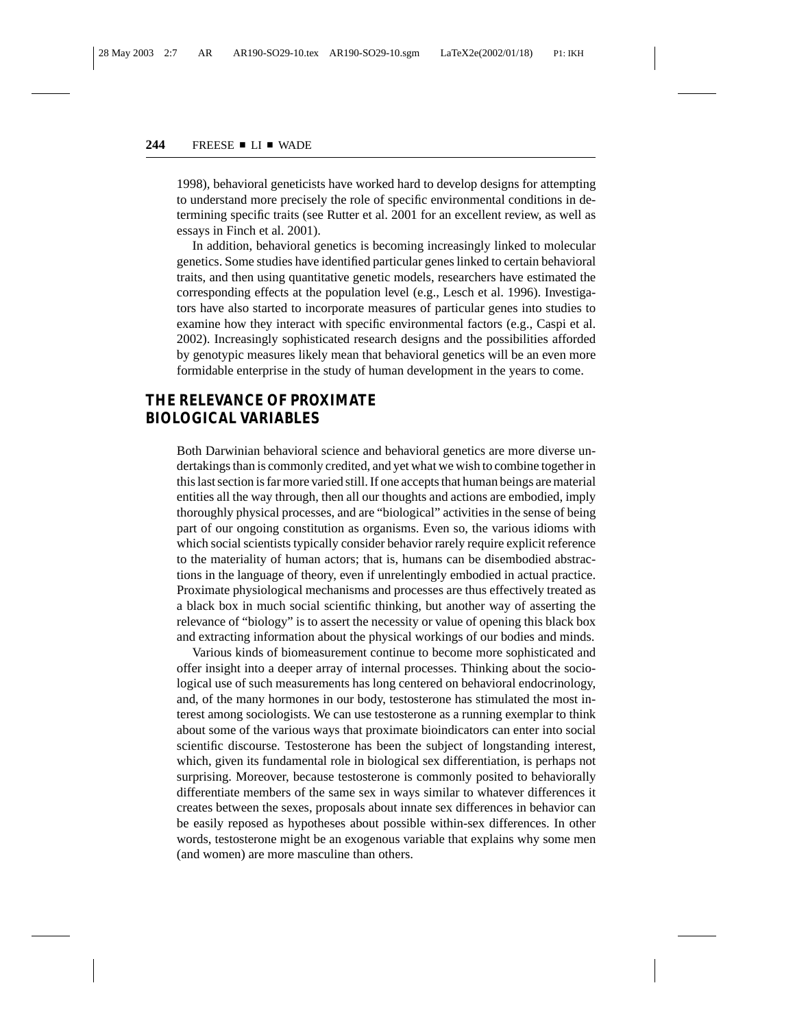1998), behavioral geneticists have worked hard to develop designs for attempting to understand more precisely the role of specific environmental conditions in determining specific traits (see Rutter et al. 2001 for an excellent review, as well as essays in Finch et al. 2001).

In addition, behavioral genetics is becoming increasingly linked to molecular genetics. Some studies have identified particular genes linked to certain behavioral traits, and then using quantitative genetic models, researchers have estimated the corresponding effects at the population level (e.g., Lesch et al. 1996). Investigators have also started to incorporate measures of particular genes into studies to examine how they interact with specific environmental factors (e.g., Caspi et al. 2002). Increasingly sophisticated research designs and the possibilities afforded by genotypic measures likely mean that behavioral genetics will be an even more formidable enterprise in the study of human development in the years to come.

## THE RELEVANCE OF PROXIMATE BIOLOGICAL VARIABLES

Both Darwinian behavioral science and behavioral genetics are more diverse undertakings than is commonly credited, and yet what we wish to combine together in this last section is far more varied still. If one accepts that human beings are material entities all the way through, then all our thoughts and actions are embodied, imply thoroughly physical processes, and are "biological" activities in the sense of being part of our ongoing constitution as organisms. Even so, the various idioms with which social scientists typically consider behavior rarely require explicit reference to the materiality of human actors; that is, humans can be disembodied abstractions in the language of theory, even if unrelentingly embodied in actual practice. Proximate physiological mechanisms and processes are thus effectively treated as a black box in much social scientific thinking, but another way of asserting the relevance of "biology" is to assert the necessity or value of opening this black box and extracting information about the physical workings of our bodies and minds.

Various kinds of biomeasurement continue to become more sophisticated and offer insight into a deeper array of internal processes. Thinking about the sociological use of such measurements has long centered on behavioral endocrinology, and, of the many hormones in our body, testosterone has stimulated the most interest among sociologists. We can use testosterone as a running exemplar to think about some of the various ways that proximate bioindicators can enter into social scientific discourse. Testosterone has been the subject of longstanding interest, which, given its fundamental role in biological sex differentiation, is perhaps not surprising. Moreover, because testosterone is commonly posited to behaviorally differentiate members of the same sex in ways similar to whatever differences it creates between the sexes, proposals about innate sex differences in behavior can be easily reposed as hypotheses about possible within-sex differences. In other words, testosterone might be an exogenous variable that explains why some men (and women) are more masculine than others.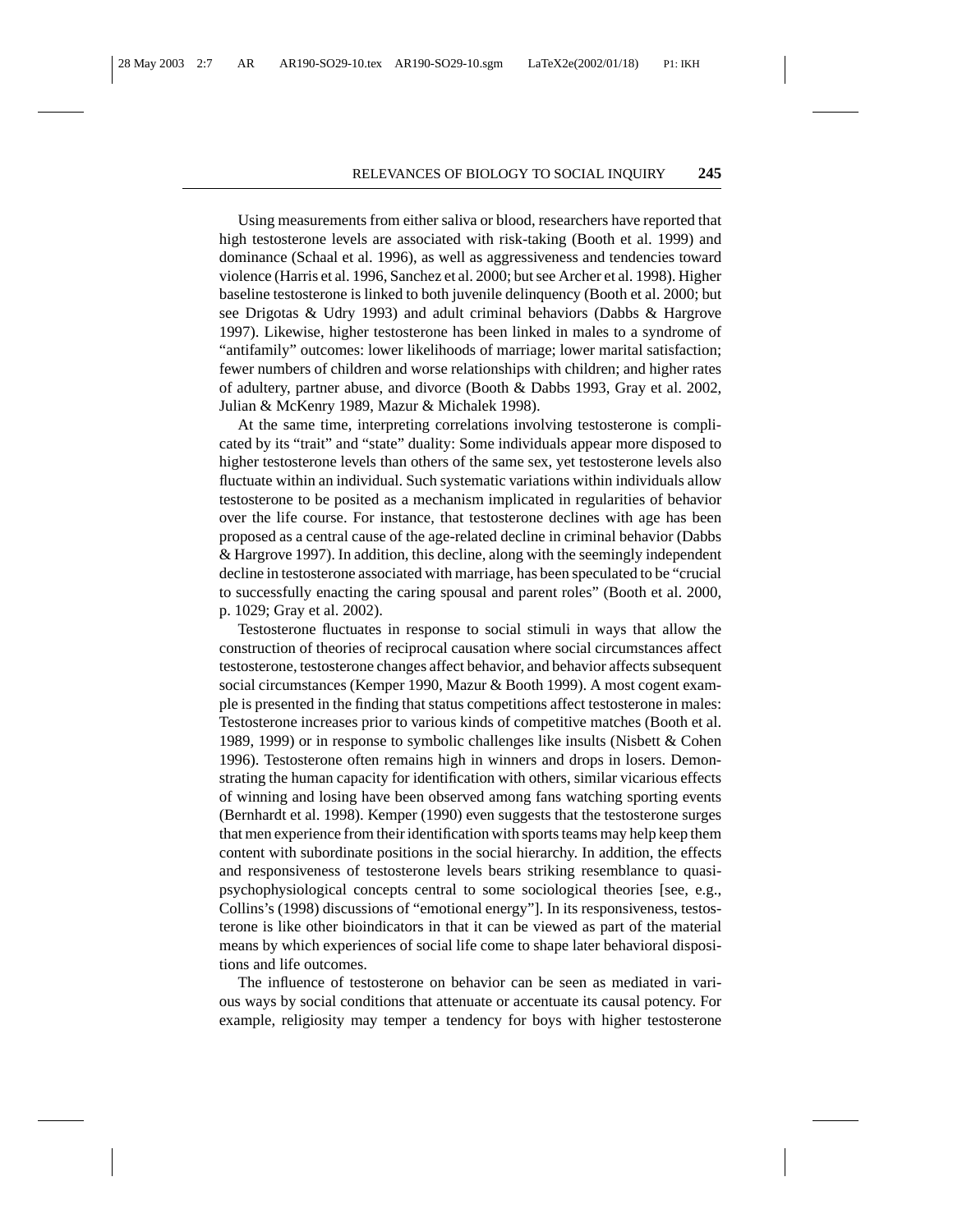Using measurements from either saliva or blood, researchers have reported that high testosterone levels are associated with risk-taking (Booth et al. 1999) and dominance (Schaal et al. 1996), as well as aggressiveness and tendencies toward violence (Harris et al. 1996, Sanchez et al. 2000; but see Archer et al. 1998). Higher baseline testosterone is linked to both juvenile delinquency (Booth et al. 2000; but see Drigotas & Udry 1993) and adult criminal behaviors (Dabbs & Hargrove 1997). Likewise, higher testosterone has been linked in males to a syndrome of "antifamily" outcomes: lower likelihoods of marriage; lower marital satisfaction; fewer numbers of children and worse relationships with children; and higher rates of adultery, partner abuse, and divorce (Booth & Dabbs 1993, Gray et al. 2002, Julian & McKenry 1989, Mazur & Michalek 1998).

At the same time, interpreting correlations involving testosterone is complicated by its "trait" and "state" duality: Some individuals appear more disposed to higher testosterone levels than others of the same sex, yet testosterone levels also fluctuate within an individual. Such systematic variations within individuals allow testosterone to be posited as a mechanism implicated in regularities of behavior over the life course. For instance, that testosterone declines with age has been proposed as a central cause of the age-related decline in criminal behavior (Dabbs & Hargrove 1997). In addition, this decline, along with the seemingly independent decline in testosterone associated with marriage, has been speculated to be "crucial to successfully enacting the caring spousal and parent roles" (Booth et al. 2000, p. 1029; Gray et al. 2002).

Testosterone fluctuates in response to social stimuli in ways that allow the construction of theories of reciprocal causation where social circumstances affect testosterone, testosterone changes affect behavior, and behavior affects subsequent social circumstances (Kemper 1990, Mazur & Booth 1999). A most cogent example is presented in the finding that status competitions affect testosterone in males: Testosterone increases prior to various kinds of competitive matches (Booth et al. 1989, 1999) or in response to symbolic challenges like insults (Nisbett & Cohen 1996). Testosterone often remains high in winners and drops in losers. Demonstrating the human capacity for identification with others, similar vicarious effects of winning and losing have been observed among fans watching sporting events (Bernhardt et al. 1998). Kemper (1990) even suggests that the testosterone surges that men experience from their identification with sports teams may help keep them content with subordinate positions in the social hierarchy. In addition, the effects and responsiveness of testosterone levels bears striking resemblance to quasi-psychophysiological concepts central to some sociological theories [see, e.g., Collins's (1998) discussions of "emotional energy"]. In its responsiveness, testosterone is like other bioindicators in that it can be viewed as part of the material means by which experiences of social life come to shape later behavioral dispositions and life outcomes.

The influence of testosterone on behavior can be seen as mediated in various ways by social conditions that attenuate or accentuate its causal potency. For example, religiosity may temper a tendency for boys with higher testosterone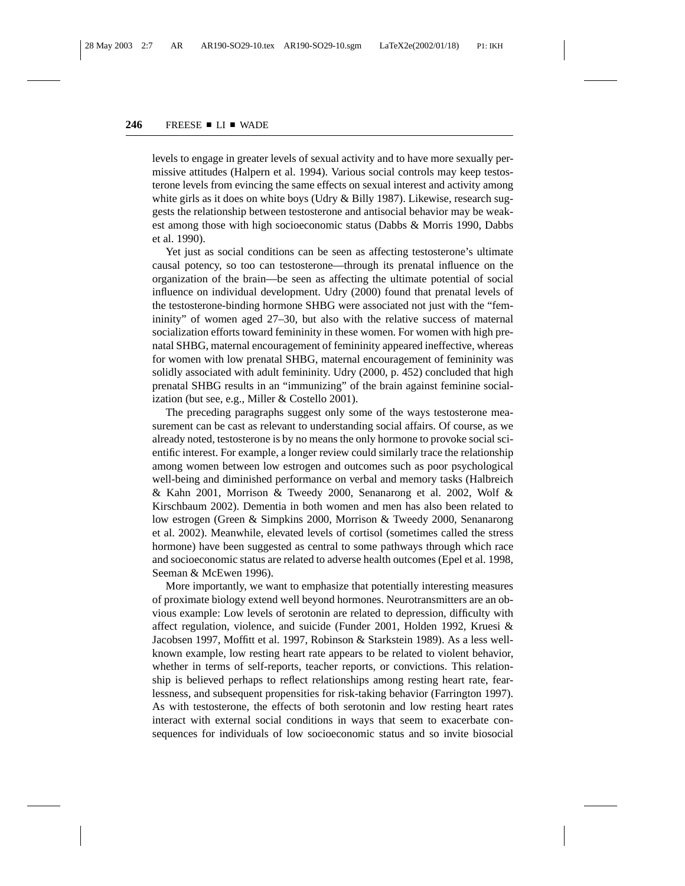levels to engage in greater levels of sexual activity and to have more sexually permissive attitudes (Halpern et al. 1994). Various social controls may keep testosterone levels from evincing the same effects on sexual interest and activity among white girls as it does on white boys (Udry & Billy 1987). Likewise, research suggests the relationship between testosterone and antisocial behavior may be weakest among those with high socioeconomic status (Dabbs & Morris 1990, Dabbs et al. 1990).

Yet just as social conditions can be seen as affecting testosterone's ultimate causal potency, so too can testosterone—through its prenatal influence on the organization of the brain—be seen as affecting the ultimate potential of social influence on individual development. Udry (2000) found that prenatal levels of the testosterone-binding hormone SHBG were associated not just with the "femininity" of women aged 27–30, but also with the relative success of maternal socialization efforts toward femininity in these women. For women with high prenatal SHBG, maternal encouragement of femininity appeared ineffective, whereas for women with low prenatal SHBG, maternal encouragement of femininity was solidly associated with adult femininity. Udry (2000, p. 452) concluded that high prenatal SHBG results in an "immunizing" of the brain against feminine socialization (but see, e.g., Miller & Costello 2001).

The preceding paragraphs suggest only some of the ways testosterone measurement can be cast as relevant to understanding social affairs. Of course, as we already noted, testosterone is by no means the only hormone to provoke social scientific interest. For example, a longer review could similarly trace the relationship among women between low estrogen and outcomes such as poor psychological well-being and diminished performance on verbal and memory tasks (Halbreich & Kahn 2001, Morrison & Tweedy 2000, Senanarong et al. 2002, Wolf & Kirschbaum 2002). Dementia in both women and men has also been related to low estrogen (Green & Simpkins 2000, Morrison & Tweedy 2000, Senanarong et al. 2002). Meanwhile, elevated levels of cortisol (sometimes called the stress hormone) have been suggested as central to some pathways through which race and socioeconomic status are related to adverse health outcomes (Epel et al. 1998, Seeman & McEwen 1996).

More importantly, we want to emphasize that potentially interesting measures of proximate biology extend well beyond hormones. Neurotransmitters are an obvious example: Low levels of serotonin are related to depression, difficulty with affect regulation, violence, and suicide (Funder 2001, Holden 1992, Kruesi & Jacobsen 1997, Moffitt et al. 1997, Robinson & Starkstein 1989). As a less well-known example, low resting heart rate appears to be related to violent behavior, whether in terms of self-reports, teacher reports, or convictions. This relationship is believed perhaps to reflect relationships among resting heart rate, fearlessness, and subsequent propensities for risk-taking behavior (Farrington 1997). As with testosterone, the effects of both serotonin and low resting heart rates interact with external social conditions in ways that seem to exacerbate consequences for individuals of low socioeconomic status and so invite biosocial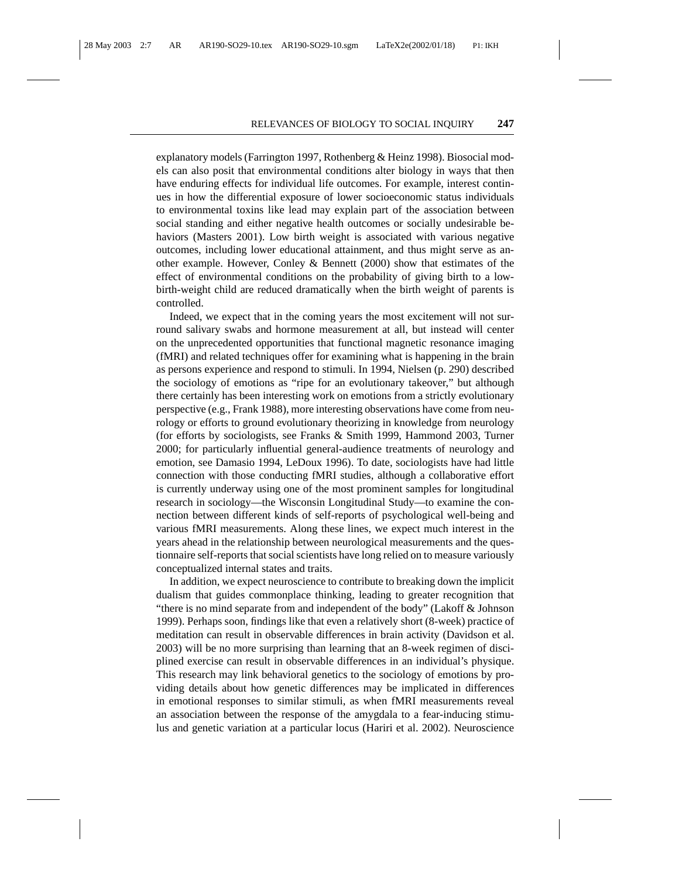explanatory models (Farrington 1997, Rothenberg & Heinz 1998). Biosocial models can also posit that environmental conditions alter biology in ways that then have enduring effects for individual life outcomes. For example, interest continues in how the differential exposure of lower socioeconomic status individuals to environmental toxins like lead may explain part of the association between social standing and either negative health outcomes or socially undesirable behaviors (Masters 2001). Low birth weight is associated with various negative outcomes, including lower educational attainment, and thus might serve as another example. However, Conley & Bennett (2000) show that estimates of the effect of environmental conditions on the probability of giving birth to a low-birth-weight child are reduced dramatically when the birth weight of parents is controlled.

Indeed, we expect that in the coming years the most excitement will not surround salivary swabs and hormone measurement at all, but instead will center on the unprecedented opportunities that functional magnetic resonance imaging (fMRI) and related techniques offer for examining what is happening in the brain as persons experience and respond to stimuli. In 1994, Nielsen (p. 290) described the sociology of emotions as "ripe for an evolutionary takeover," but although there certainly has been interesting work on emotions from a strictly evolutionary perspective (e.g., Frank 1988), more interesting observations have come from neurology or efforts to ground evolutionary theorizing in knowledge from neurology (for efforts by sociologists, see Franks & Smith 1999, Hammond 2003, Turner 2000; for particularly influential general-audience treatments of neurology and emotion, see Damasio 1994, LeDoux 1996). To date, sociologists have had little connection with those conducting fMRI studies, although a collaborative effort is currently underway using one of the most prominent samples for longitudinal research in sociology—the Wisconsin Longitudinal Study—to examine the connection between different kinds of self-reports of psychological well-being and various fMRI measurements. Along these lines, we expect much interest in the years ahead in the relationship between neurological measurements and the questionnaire self-reports that social scientists have long relied on to measure variously conceptualized internal states and traits.

In addition, we expect neuroscience to contribute to breaking down the implicit dualism that guides commonplace thinking, leading to greater recognition that "there is no mind separate from and independent of the body" (Lakoff & Johnson 1999). Perhaps soon, findings like that even a relatively short (8-week) practice of meditation can result in observable differences in brain activity (Davidson et al. 2003) will be no more surprising than learning that an 8-week regimen of disciplined exercise can result in observable differences in an individual's physique. This research may link behavioral genetics to the sociology of emotions by providing details about how genetic differences may be implicated in differences in emotional responses to similar stimuli, as when fMRI measurements reveal an association between the response of the amygdala to a fear-inducing stimulus and genetic variation at a particular locus (Hariri et al. 2002). Neuroscience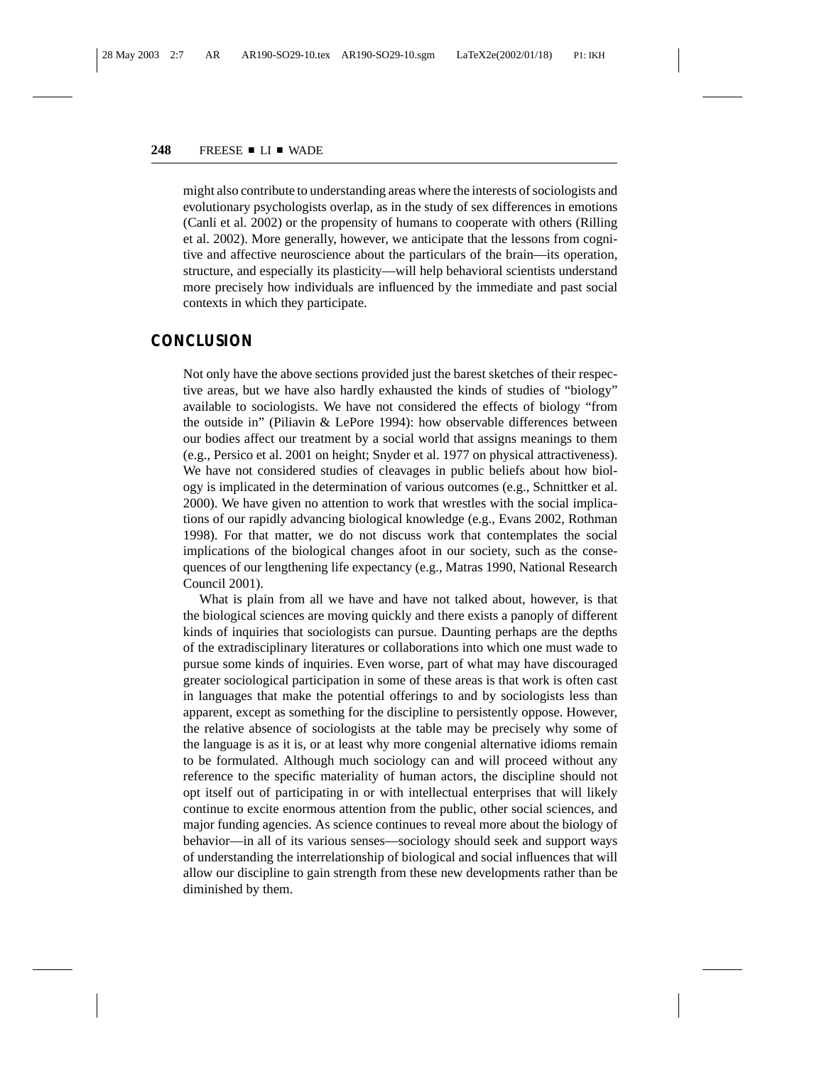might also contribute to understanding areas where the interests of sociologists and evolutionary psychologists overlap, as in the study of sex differences in emotions (Canli et al. 2002) or the propensity of humans to cooperate with others (Rilling et al. 2002). More generally, however, we anticipate that the lessons from cognitive and affective neuroscience about the particulars of the brain—its operation, structure, and especially its plasticity—will help behavioral scientists understand more precisely how individuals are influenced by the immediate and past social contexts in which they participate.

## CONCLUSION

Not only have the above sections provided just the barest sketches of their respective areas, but we have also hardly exhausted the kinds of studies of "biology" available to sociologists. We have not considered the effects of biology "from the outside in" (Piliavin & LePore 1994): how observable differences between our bodies affect our treatment by a social world that assigns meanings to them (e.g., Persico et al. 2001 on height; Snyder et al. 1977 on physical attractiveness). We have not considered studies of cleavages in public beliefs about how biology is implicated in the determination of various outcomes (e.g., Schnittker et al. 2000). We have given no attention to work that wrestles with the social implications of our rapidly advancing biological knowledge (e.g., Evans 2002, Rothman 1998). For that matter, we do not discuss work that contemplates the social implications of the biological changes afoot in our society, such as the consequences of our lengthening life expectancy (e.g., Matras 1990, National Research Council 2001).

What is plain from all we have and have not talked about, however, is that the biological sciences are moving quickly and there exists a panoply of different kinds of inquiries that sociologists can pursue. Daunting perhaps are the depths of the extradisciplinary literatures or collaborations into which one must wade to pursue some kinds of inquiries. Even worse, part of what may have discouraged greater sociological participation in some of these areas is that work is often cast in languages that make the potential offerings to and by sociologists less than apparent, except as something for the discipline to persistently oppose. However, the relative absence of sociologists at the table may be precisely why some of the language is as it is, or at least why more congenial alternative idioms remain to be formulated. Although much sociology can and will proceed without any reference to the specific materiality of human actors, the discipline should not opt itself out of participating in or with intellectual enterprises that will likely continue to excite enormous attention from the public, other social sciences, and major funding agencies. As science continues to reveal more about the biology of behavior—in all of its various senses—sociology should seek and support ways of understanding the interrelationship of biological and social influences that will allow our discipline to gain strength from these new developments rather than be diminished by them.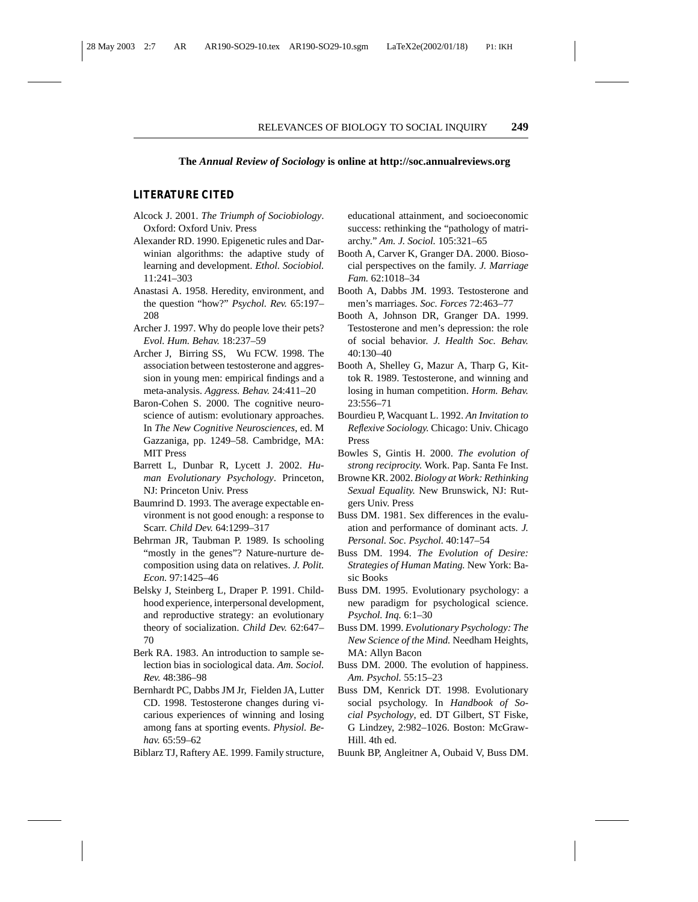**The *Annual Review of Sociology* is online at http://soc.annualreviews.org**

## LITERATURE CITED

Alcock J. 2001. *The Triumph of Sociobiology*. Oxford: Oxford Univ. Press

Alexander RD. 1990. Epigenetic rules and Darwinian algorithms: the adaptive study of learning and development. *Ethol. Sociobiol.* 11:241–303

Anastasi A. 1958. Heredity, environment, and the question "how?" *Psychol. Rev.* 65:197–208

Archer J. 1997. Why do people love their pets? *Evol. Hum. Behav.* 18:237–59

Archer J, Birring SS, Wu FCW. 1998. The association between testosterone and aggression in young men: empirical findings and a meta-analysis. *Aggress. Behav.* 24:411–20

Baron-Cohen S. 2000. The cognitive neuroscience of autism: evolutionary approaches. In *The New Cognitive Neurosciences*, ed. M Gazzaniga, pp. 1249–58. Cambridge, MA: MIT Press

Barrett L, Dunbar R, Lycett J. 2002. *Human Evolutionary Psychology*. Princeton, NJ: Princeton Univ. Press

Baumrind D. 1993. The average expectable environment is not good enough: a response to Scarr. *Child Dev.* 64:1299–317

Behrman JR, Taubman P. 1989. Is schooling "mostly in the genes"? Nature-nurture decomposition using data on relatives. *J. Polit. Econ.* 97:1425–46

Belsky J, Steinberg L, Draper P. 1991. Childhood experience, interpersonal development, and reproductive strategy: an evolutionary theory of socialization. *Child Dev.* 62:647–70

Berk RA. 1983. An introduction to sample selection bias in sociological data. *Am. Sociol. Rev.* 48:386–98

Bernhardt PC, Dabbs JM Jr, Fielden JA, Lutter CD. 1998. Testosterone changes during vicarious experiences of winning and losing among fans at sporting events. *Physiol. Behav.* 65:59–62

Biblarz TJ, Raftery AE. 1999. Family structure, educational attainment, and socioeconomic success: rethinking the "pathology of matriarchy." *Am. J. Sociol.* 105:321–65

Booth A, Carver K, Granger DA. 2000. Biosocial perspectives on the family. *J. Marriage Fam.* 62:1018–34

Booth A, Dabbs JM. 1993. Testosterone and men's marriages. *Soc. Forces* 72:463–77

Booth A, Johnson DR, Granger DA. 1999. Testosterone and men's depression: the role of social behavior. *J. Health Soc. Behav.* 40:130–40

Booth A, Shelley G, Mazur A, Tharp G, Kittok R. 1989. Testosterone, and winning and losing in human competition. *Horm. Behav.* 23:556–71

Bourdieu P, Wacquant L. 1992. *An Invitation to Reflexive Sociology.* Chicago: Univ. Chicago Press

Bowles S, Gintis H. 2000. *The evolution of strong reciprocity.* Work. Pap. Santa Fe Inst.

Browne KR. 2002. *Biology at Work: Rethinking Sexual Equality.* New Brunswick, NJ: Rutgers Univ. Press

Buss DM. 1981. Sex differences in the evaluation and performance of dominant acts. *J. Personal. Soc. Psychol.* 40:147–54

Buss DM. 1994. *The Evolution of Desire: Strategies of Human Mating.* New York: Basic Books

Buss DM. 1995. Evolutionary psychology: a new paradigm for psychological science. *Psychol. Inq.* 6:1–30

Buss DM. 1999. *Evolutionary Psychology: The New Science of the Mind.* Needham Heights, MA: Allyn Bacon

Buss DM. 2000. The evolution of happiness. *Am. Psychol.* 55:15–23

Buss DM, Kenrick DT. 1998. Evolutionary social psychology. In *Handbook of Social Psychology*, ed. DT Gilbert, ST Fiske, G Lindzey, 2:982–1026. Boston: McGraw-Hill. 4th ed.

Buunk BP, Angleitner A, Oubaid V, Buss DM.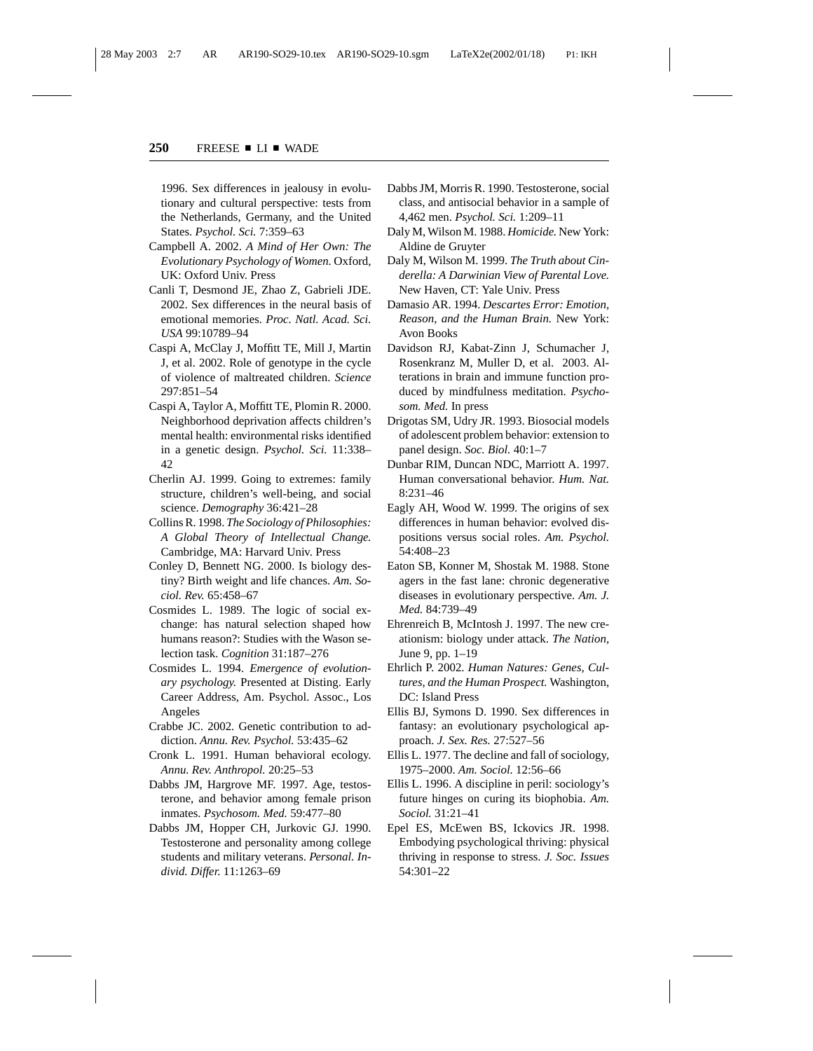1996. Sex differences in jealousy in evolutionary and cultural perspective: tests from the Netherlands, Germany, and the United States. *Psychol. Sci.* 7:359–63

Campbell A. 2002. *A Mind of Her Own: The Evolutionary Psychology of Women.* Oxford, UK: Oxford Univ. Press

Canli T, Desmond JE, Zhao Z, Gabrieli JDE. 2002. Sex differences in the neural basis of emotional memories. *Proc. Natl. Acad. Sci. USA* 99:10789–94

Caspi A, McClay J, Moffitt TE, Mill J, Martin J, et al. 2002. Role of genotype in the cycle of violence of maltreated children. *Science* 297:851–54

Caspi A, Taylor A, Moffitt TE, Plomin R. 2000. Neighborhood deprivation affects children's mental health: environmental risks identified in a genetic design. *Psychol. Sci.* 11:338–42

Cherlin AJ. 1999. Going to extremes: family structure, children's well-being, and social science. *Demography* 36:421–28

Collins R. 1998. *The Sociology of Philosophies: A Global Theory of Intellectual Change.* Cambridge, MA: Harvard Univ. Press

Conley D, Bennett NG. 2000. Is biology destiny? Birth weight and life chances. *Am. Sociol. Rev.* 65:458–67

Cosmides L. 1989. The logic of social exchange: has natural selection shaped how humans reason?: Studies with the Wason selection task. *Cognition* 31:187–276

Cosmides L. 1994. *Emergence of evolutionary psychology.* Presented at Disting. Early Career Address, Am. Psychol. Assoc., Los Angeles

Crabbe JC. 2002. Genetic contribution to addiction. *Annu. Rev. Psychol.* 53:435–62

Cronk L. 1991. Human behavioral ecology. *Annu. Rev. Anthropol.* 20:25–53

Dabbs JM, Hargrove MF. 1997. Age, testosterone, and behavior among female prison inmates. *Psychosom. Med.* 59:477–80

Dabbs JM, Hopper CH, Jurkovic GJ. 1990. Testosterone and personality among college students and military veterans. *Personal. Individ. Differ.* 11:1263–69

Dabbs JM, Morris R. 1990. Testosterone, social class, and antisocial behavior in a sample of 4,462 men. *Psychol. Sci.* 1:209–11

Daly M, Wilson M. 1988. *Homicide.* New York: Aldine de Gruyter

Daly M, Wilson M. 1999. *The Truth about Cinderella: A Darwinian View of Parental Love.* New Haven, CT: Yale Univ. Press

Damasio AR. 1994. *Descartes Error: Emotion, Reason, and the Human Brain.* New York: Avon Books

Davidson RJ, Kabat-Zinn J, Schumacher J, Rosenkranz M, Muller D, et al. 2003. Alterations in brain and immune function produced by mindfulness meditation. *Psychosom. Med.* In press

Drigotas SM, Udry JR. 1993. Biosocial models of adolescent problem behavior: extension to panel design. *Soc. Biol.* 40:1–7

Dunbar RIM, Duncan NDC, Marriott A. 1997. Human conversational behavior. *Hum. Nat.* 8:231–46

Eagly AH, Wood W. 1999. The origins of sex differences in human behavior: evolved dispositions versus social roles. *Am. Psychol.* 54:408–23

Eaton SB, Konner M, Shostak M. 1988. Stone agers in the fast lane: chronic degenerative diseases in evolutionary perspective. *Am. J. Med.* 84:739–49

Ehrenreich B, McIntosh J. 1997. The new creationism: biology under attack. *The Nation*, June 9, pp. 1–19

Ehrlich P. 2002. *Human Natures: Genes, Cultures, and the Human Prospect.* Washington, DC: Island Press

Ellis BJ, Symons D. 1990. Sex differences in fantasy: an evolutionary psychological approach. *J. Sex. Res.* 27:527–56

Ellis L. 1977. The decline and fall of sociology, 1975–2000. *Am. Sociol.* 12:56–66

Ellis L. 1996. A discipline in peril: sociology's future hinges on curing its biophobia. *Am. Sociol.* 31:21–41

Epel ES, McEwen BS, Ickovics JR. 1998. Embodying psychological thriving: physical thriving in response to stress. *J. Soc. Issues* 54:301–22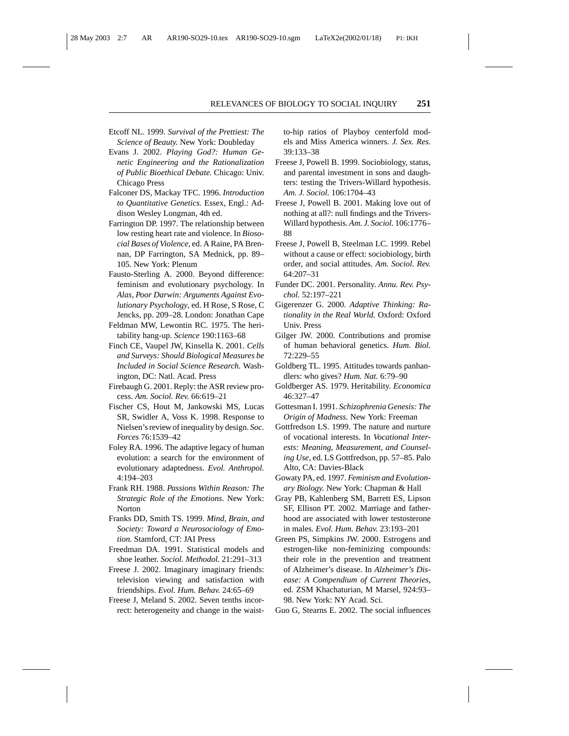Etcoff NL. 1999. *Survival of the Prettiest: The Science of Beauty.* New York: Doubleday

Evans J. 2002. *Playing God?: Human Genetic Engineering and the Rationalization of Public Bioethical Debate.* Chicago: Univ. Chicago Press

Falconer DS, Mackay TFC. 1996. *Introduction to Quantitative Genetics.* Essex, Engl.: Addison Wesley Longman, 4th ed.

Farrington DP. 1997. The relationship between low resting heart rate and violence. In *Biosocial Bases of Violence*, ed. A Raine, PA Brennan, DP Farrington, SA Mednick, pp. 89–105. New York: Plenum

Fausto-Sterling A. 2000. Beyond difference: feminism and evolutionary psychology. In *Alas, Poor Darwin: Arguments Against Evolutionary Psychology*, ed. H Rose, S Rose, C Jencks, pp. 209–28. London: Jonathan Cape

Feldman MW, Lewontin RC. 1975. The heritability hang-up. *Science* 190:1163–68

Finch CE, Vaupel JW, Kinsella K. 2001. *Cells and Surveys: Should Biological Measures be Included in Social Science Research.* Washington, DC: Natl. Acad. Press

Firebaugh G. 2001. Reply: the ASR review process. *Am. Sociol. Rev.* 66:619–21

Fischer CS, Hout M, Jankowski MS, Lucas SR, Swidler A, Voss K. 1998. Response to Nielsen's review of inequality by design. *Soc. Forces* 76:1539–42

Foley RA. 1996. The adaptive legacy of human evolution: a search for the environment of evolutionary adaptedness. *Evol. Anthropol.* 4:194–203

Frank RH. 1988. *Passions Within Reason: The Strategic Role of the Emotions.* New York: Norton

Franks DD, Smith TS. 1999. *Mind, Brain, and Society: Toward a Neurosociology of Emotion.* Stamford, CT: JAI Press

Freedman DA. 1991. Statistical models and shoe leather. *Sociol. Methodol.* 21:291–313

Freese J. 2002. Imaginary imaginary friends: television viewing and satisfaction with friendships. *Evol. Hum. Behav.* 24:65–69

Freese J, Meland S. 2002. Seven tenths incorrect: heterogeneity and change in the waist-to-hip ratios of Playboy centerfold models and Miss America winners. *J. Sex. Res.* 39:133–38

Freese J, Powell B. 1999. Sociobiology, status, and parental investment in sons and daughters: testing the Trivers-Willard hypothesis. *Am. J. Sociol.* 106:1704–43

Freese J, Powell B. 2001. Making love out of nothing at all?: null findings and the Trivers-Willard hypothesis. *Am. J. Sociol.* 106:1776–88

Freese J, Powell B, Steelman LC. 1999. Rebel without a cause or effect: sociobiology, birth order, and social attitudes. *Am. Sociol. Rev.* 64:207–31

Funder DC. 2001. Personality. *Annu. Rev. Psychol.* 52:197–221

Gigerenzer G. 2000. *Adaptive Thinking: Rationality in the Real World.* Oxford: Oxford Univ. Press

Gilger JW. 2000. Contributions and promise of human behavioral genetics. *Hum. Biol.* 72:229–55

Goldberg TL. 1995. Attitudes towards panhandlers: who gives? *Hum. Nat.* 6:79–90

Goldberger AS. 1979. Heritability. *Economica* 46:327–47

Gottesman I. 1991. *Schizophrenia Genesis: The Origin of Madness.* New York: Freeman

Gottfredson LS. 1999. The nature and nurture of vocational interests. In *Vocational Interests: Meaning, Measurement, and Counseling Use*, ed. LS Gottfredson, pp. 57–85. Palo Alto, CA: Davies-Black

Gowaty PA, ed. 1997. *Feminism and Evolutionary Biology.* New York: Chapman & Hall

Gray PB, Kahlenberg SM, Barrett ES, Lipson SF, Ellison PT. 2002. Marriage and fatherhood are associated with lower testosterone in males. *Evol. Hum. Behav.* 23:193–201

Green PS, Simpkins JW. 2000. Estrogens and estrogen-like non-feminizing compounds: their role in the prevention and treatment of Alzheimer's disease. In *Alzheimer's Disease: A Compendium of Current Theories*, ed. ZSM Khachaturian, M Marsel, 924:93–98. New York: NY Acad. Sci.

Guo G, Stearns E. 2002. The social influences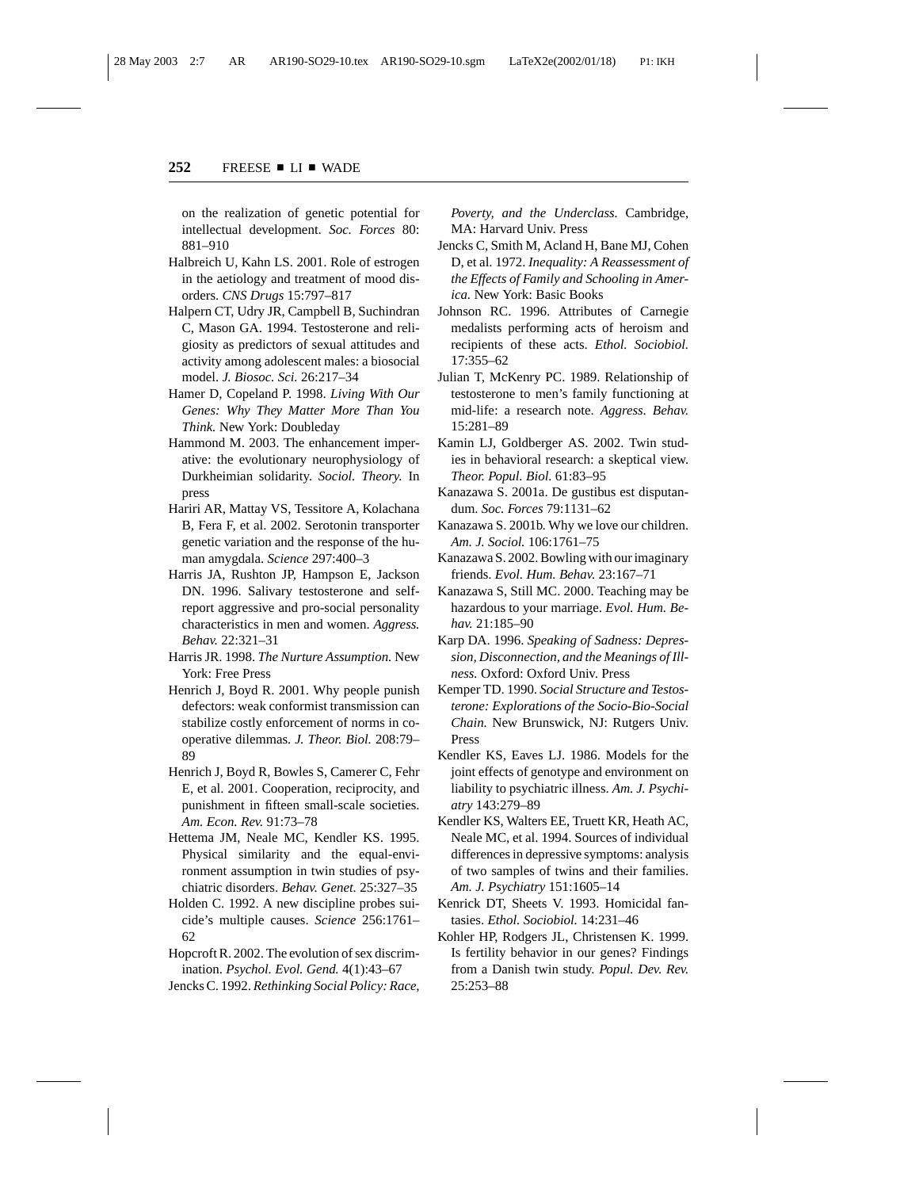on the realization of genetic potential for intellectual development. *Soc. Forces* 80: 881–910

Halbreich U, Kahn LS. 2001. Role of estrogen in the aetiology and treatment of mood disorders. *CNS Drugs* 15:797–817

Halpern CT, Udry JR, Campbell B, Suchindran C, Mason GA. 1994. Testosterone and religiosity as predictors of sexual attitudes and activity among adolescent males: a biosocial model. *J. Biosoc. Sci.* 26:217–34

Hamer D, Copeland P. 1998. *Living With Our Genes: Why They Matter More Than You Think.* New York: Doubleday

Hammond M. 2003. The enhancement imperative: the evolutionary neurophysiology of Durkheimian solidarity. *Sociol. Theory.* In press

Hariri AR, Mattay VS, Tessitore A, Kolachana B, Fera F, et al. 2002. Serotonin transporter genetic variation and the response of the human amygdala. *Science* 297:400–3

Harris JA, Rushton JP, Hampson E, Jackson DN. 1996. Salivary testosterone and self-report aggressive and pro-social personality characteristics in men and women. *Aggress. Behav.* 22:321–31

Harris JR. 1998. *The Nurture Assumption.* New York: Free Press

Henrich J, Boyd R. 2001. Why people punish defectors: weak conformist transmission can stabilize costly enforcement of norms in cooperative dilemmas. *J. Theor. Biol.* 208:79–89

Henrich J, Boyd R, Bowles S, Camerer C, Fehr E, et al. 2001. Cooperation, reciprocity, and punishment in fifteen small-scale societies. *Am. Econ. Rev.* 91:73–78

Hettema JM, Neale MC, Kendler KS. 1995. Physical similarity and the equal-environment assumption in twin studies of psychiatric disorders. *Behav. Genet.* 25:327–35

Holden C. 1992. A new discipline probes suicide's multiple causes. *Science* 256:1761–62

Hopcroft R. 2002. The evolution of sex discrimination. *Psychol. Evol. Gend.* 4(1):43–67

Jencks C. 1992. *Rethinking Social Policy: Race, Poverty, and the Underclass.* Cambridge, MA: Harvard Univ. Press

Jencks C, Smith M, Acland H, Bane MJ, Cohen D, et al. 1972. *Inequality: A Reassessment of the Effects of Family and Schooling in America.* New York: Basic Books

Johnson RC. 1996. Attributes of Carnegie medalists performing acts of heroism and recipients of these acts. *Ethol. Sociobiol.* 17:355–62

Julian T, McKenry PC. 1989. Relationship of testosterone to men's family functioning at mid-life: a research note. *Aggress. Behav.* 15:281–89

Kamin LJ, Goldberger AS. 2002. Twin studies in behavioral research: a skeptical view. *Theor. Popul. Biol.* 61:83–95

Kanazawa S. 2001a. De gustibus est disputandum. *Soc. Forces* 79:1131–62

Kanazawa S. 2001b. Why we love our children. *Am. J. Sociol.* 106:1761–75

Kanazawa S. 2002. Bowling with our imaginary friends. *Evol. Hum. Behav.* 23:167–71

Kanazawa S, Still MC. 2000. Teaching may be hazardous to your marriage. *Evol. Hum. Behav.* 21:185–90

Karp DA. 1996. *Speaking of Sadness: Depression, Disconnection, and the Meanings of Illness.* Oxford: Oxford Univ. Press

Kemper TD. 1990. *Social Structure and Testosterone: Explorations of the Socio-Bio-Social Chain.* New Brunswick, NJ: Rutgers Univ. Press

Kendler KS, Eaves LJ. 1986. Models for the joint effects of genotype and environment on liability to psychiatric illness. *Am. J. Psychiatry* 143:279–89

Kendler KS, Walters EE, Truett KR, Heath AC, Neale MC, et al. 1994. Sources of individual differences in depressive symptoms: analysis of two samples of twins and their families. *Am. J. Psychiatry* 151:1605–14

Kenrick DT, Sheets V. 1993. Homicidal fantasies. *Ethol. Sociobiol.* 14:231–46

Kohler HP, Rodgers JL, Christensen K. 1999. Is fertility behavior in our genes? Findings from a Danish twin study. *Popul. Dev. Rev.* 25:253–88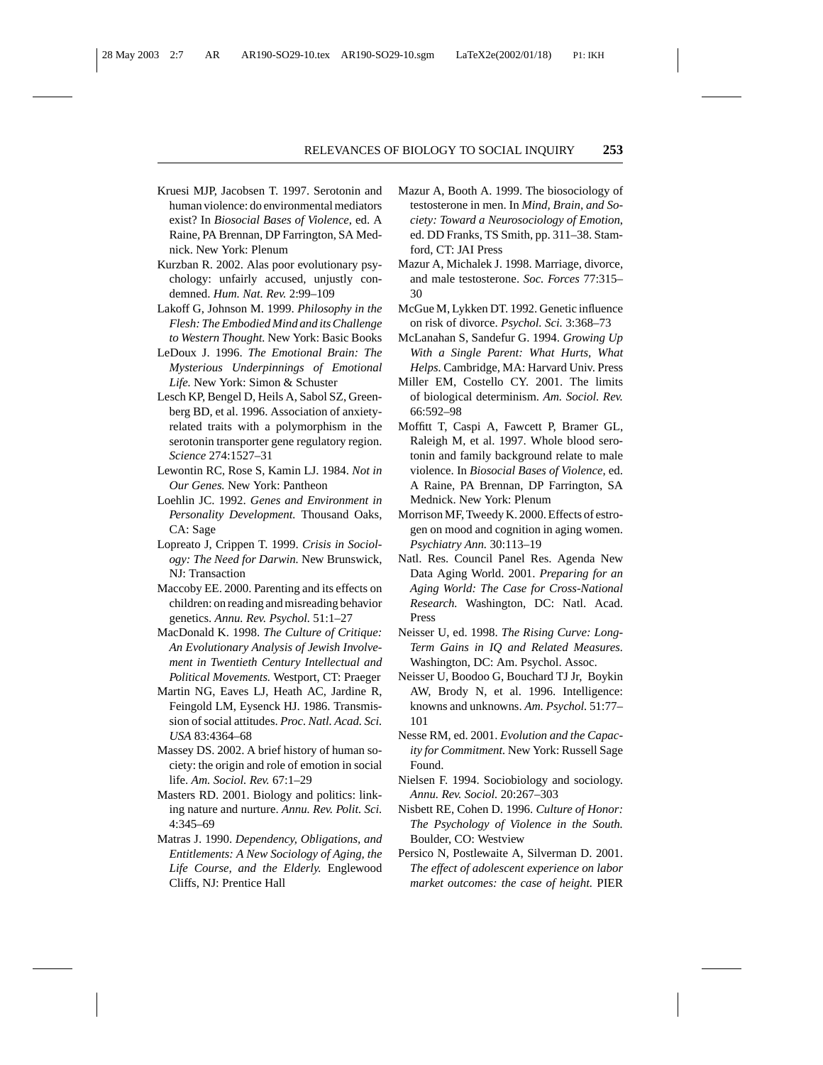Kruesi MJP, Jacobsen T. 1997. Serotonin and human violence: do environmental mediators exist? In *Biosocial Bases of Violence*, ed. A Raine, PA Brennan, DP Farrington, SA Mednick. New York: Plenum

Kurzban R. 2002. Alas poor evolutionary psychology: unfairly accused, unjustly condemned. *Hum. Nat. Rev.* 2:99–109

Lakoff G, Johnson M. 1999. *Philosophy in the Flesh: The Embodied Mind and its Challenge to Western Thought.* New York: Basic Books

LeDoux J. 1996. *The Emotional Brain: The Mysterious Underpinnings of Emotional Life.* New York: Simon & Schuster

Lesch KP, Bengel D, Heils A, Sabol SZ, Greenberg BD, et al. 1996. Association of anxiety-related traits with a polymorphism in the serotonin transporter gene regulatory region. *Science* 274:1527–31

Lewontin RC, Rose S, Kamin LJ. 1984. *Not in Our Genes.* New York: Pantheon

Loehlin JC. 1992. *Genes and Environment in Personality Development.* Thousand Oaks, CA: Sage

Lopreato J, Crippen T. 1999. *Crisis in Sociology: The Need for Darwin.* New Brunswick, NJ: Transaction

Maccoby EE. 2000. Parenting and its effects on children: on reading and misreading behavior genetics. *Annu. Rev. Psychol.* 51:1–27

MacDonald K. 1998. *The Culture of Critique: An Evolutionary Analysis of Jewish Involvement in Twentieth Century Intellectual and Political Movements.* Westport, CT: Praeger

Martin NG, Eaves LJ, Heath AC, Jardine R, Feingold LM, Eysenck HJ. 1986. Transmission of social attitudes. *Proc. Natl. Acad. Sci. USA* 83:4364–68

Massey DS. 2002. A brief history of human society: the origin and role of emotion in social life. *Am. Sociol. Rev.* 67:1–29

Masters RD. 2001. Biology and politics: linking nature and nurture. *Annu. Rev. Polit. Sci.* 4:345–69

Matras J. 1990. *Dependency, Obligations, and Entitlements: A New Sociology of Aging, the Life Course, and the Elderly.* Englewood Cliffs, NJ: Prentice Hall

Mazur A, Booth A. 1999. The biosociology of testosterone in men. In *Mind, Brain, and Society: Toward a Neurosociology of Emotion*, ed. DD Franks, TS Smith, pp. 311–38. Stamford, CT: JAI Press

Mazur A, Michalek J. 1998. Marriage, divorce, and male testosterone. *Soc. Forces* 77:315–30

McGue M, Lykken DT. 1992. Genetic influence on risk of divorce. *Psychol. Sci.* 3:368–73

McLanahan S, Sandefur G. 1994. *Growing Up With a Single Parent: What Hurts, What Helps.* Cambridge, MA: Harvard Univ. Press

Miller EM, Costello CY. 2001. The limits of biological determinism. *Am. Sociol. Rev.* 66:592–98

Moffitt T, Caspi A, Fawcett P, Bramer GL, Raleigh M, et al. 1997. Whole blood serotonin and family background relate to male violence. In *Biosocial Bases of Violence*, ed. A Raine, PA Brennan, DP Farrington, SA Mednick. New York: Plenum

Morrison MF, Tweedy K. 2000. Effects of estrogen on mood and cognition in aging women. *Psychiatry Ann.* 30:113–19

Natl. Res. Council Panel Res. Agenda New Data Aging World. 2001. *Preparing for an Aging World: The Case for Cross-National Research.* Washington, DC: Natl. Acad. Press

Neisser U, ed. 1998. *The Rising Curve: Long-Term Gains in IQ and Related Measures.* Washington, DC: Am. Psychol. Assoc.

Neisser U, Boodoo G, Bouchard TJ Jr, Boykin AW, Brody N, et al. 1996. Intelligence: knowns and unknowns. *Am. Psychol.* 51:77–101

Nesse RM, ed. 2001. *Evolution and the Capacity for Commitment.* New York: Russell Sage Found.

Nielsen F. 1994. Sociobiology and sociology. *Annu. Rev. Sociol.* 20:267–303

Nisbett RE, Cohen D. 1996. *Culture of Honor: The Psychology of Violence in the South.* Boulder, CO: Westview

Persico N, Postlewaite A, Silverman D. 2001. *The effect of adolescent experience on labor market outcomes: the case of height.* PIER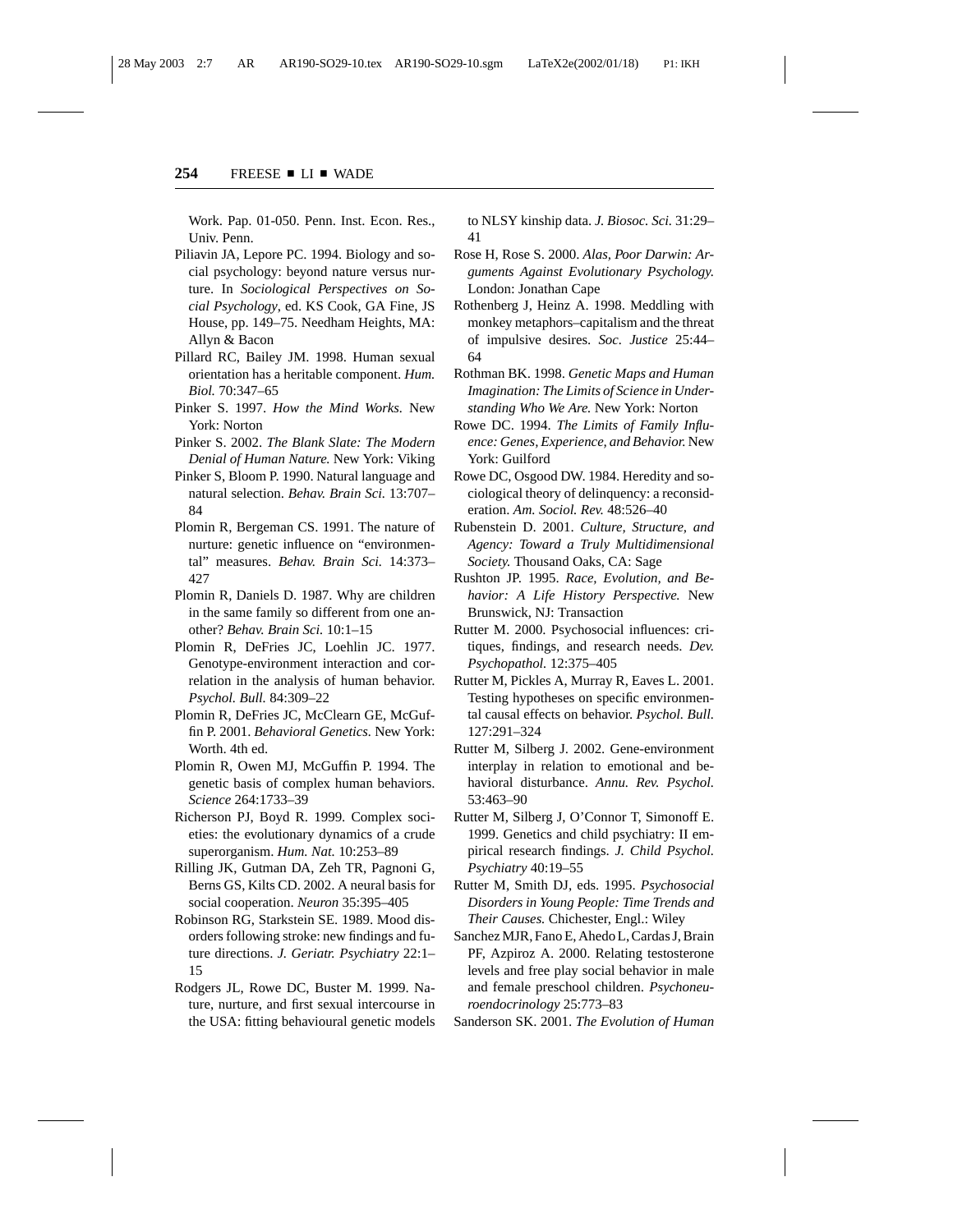Work. Pap. 01-050. Penn. Inst. Econ. Res., Univ. Penn.

Piliavin JA, Lepore PC. 1994. Biology and social psychology: beyond nature versus nurture. In *Sociological Perspectives on Social Psychology*, ed. KS Cook, GA Fine, JS House, pp. 149–75. Needham Heights, MA: Allyn & Bacon

Pillard RC, Bailey JM. 1998. Human sexual orientation has a heritable component. *Hum. Biol.* 70:347–65

Pinker S. 1997. *How the Mind Works.* New York: Norton

Pinker S. 2002. *The Blank Slate: The Modern Denial of Human Nature.* New York: Viking

Pinker S, Bloom P. 1990. Natural language and natural selection. *Behav. Brain Sci.* 13:707–84

Plomin R, Bergeman CS. 1991. The nature of nurture: genetic influence on "environmental" measures. *Behav. Brain Sci.* 14:373–427

Plomin R, Daniels D. 1987. Why are children in the same family so different from one another? *Behav. Brain Sci.* 10:1–15

Plomin R, DeFries JC, Loehlin JC. 1977. Genotype-environment interaction and correlation in the analysis of human behavior. *Psychol. Bull.* 84:309–22

Plomin R, DeFries JC, McClearn GE, McGuffin P. 2001. *Behavioral Genetics.* New York: Worth. 4th ed.

Plomin R, Owen MJ, McGuffin P. 1994. The genetic basis of complex human behaviors. *Science* 264:1733–39

Richerson PJ, Boyd R. 1999. Complex societies: the evolutionary dynamics of a crude superorganism. *Hum. Nat.* 10:253–89

Rilling JK, Gutman DA, Zeh TR, Pagnoni G, Berns GS, Kilts CD. 2002. A neural basis for social cooperation. *Neuron* 35:395–405

Robinson RG, Starkstein SE. 1989. Mood disorders following stroke: new findings and future directions. *J. Geriatr. Psychiatry* 22:1–15

Rodgers JL, Rowe DC, Buster M. 1999. Nature, nurture, and first sexual intercourse in the USA: fitting behavioural genetic models to NLSY kinship data. *J. Biosoc. Sci.* 31:29–41

Rose H, Rose S. 2000. *Alas, Poor Darwin: Arguments Against Evolutionary Psychology.* London: Jonathan Cape

Rothenberg J, Heinz A. 1998. Meddling with monkey metaphors–capitalism and the threat of impulsive desires. *Soc. Justice* 25:44–64

Rothman BK. 1998. *Genetic Maps and Human Imagination: The Limits of Science in Understanding Who We Are.* New York: Norton

Rowe DC. 1994. *The Limits of Family Influence: Genes, Experience, and Behavior.* New York: Guilford

Rowe DC, Osgood DW. 1984. Heredity and sociological theory of delinquency: a reconsideration. *Am. Sociol. Rev.* 48:526–40

Rubenstein D. 2001. *Culture, Structure, and Agency: Toward a Truly Multidimensional Society.* Thousand Oaks, CA: Sage

Rushton JP. 1995. *Race, Evolution, and Behavior: A Life History Perspective.* New Brunswick, NJ: Transaction

Rutter M. 2000. Psychosocial influences: critiques, findings, and research needs. *Dev. Psychopathol.* 12:375–405

Rutter M, Pickles A, Murray R, Eaves L. 2001. Testing hypotheses on specific environmental causal effects on behavior. *Psychol. Bull.* 127:291–324

Rutter M, Silberg J. 2002. Gene-environment interplay in relation to emotional and behavioral disturbance. *Annu. Rev. Psychol.* 53:463–90

Rutter M, Silberg J, O'Connor T, Simonoff E. 1999. Genetics and child psychiatry: II empirical research findings. *J. Child Psychol. Psychiatry* 40:19–55

Rutter M, Smith DJ, eds. 1995. *Psychosocial Disorders in Young People: Time Trends and Their Causes.* Chichester, Engl.: Wiley

Sanchez MJR, Fano E, Ahedo L, Cardas J, Brain PF, Azpiroz A. 2000. Relating testosterone levels and free play social behavior in male and female preschool children. *Psychoneuroendocrinology* 25:773–83

Sanderson SK. 2001. *The Evolution of Human*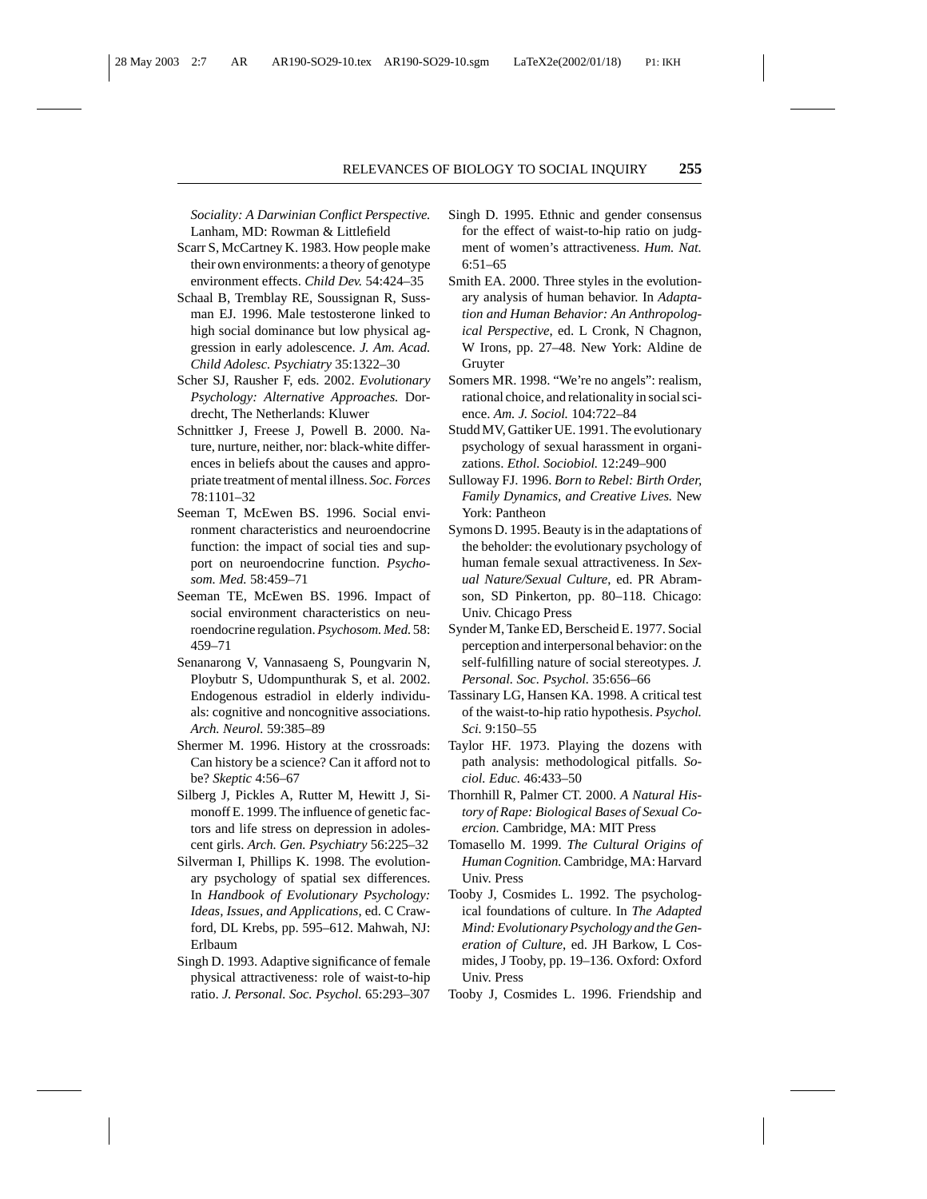*Sociality: A Darwinian Conflict Perspective.* Lanham, MD: Rowman & Littlefield

Scarr S, McCartney K. 1983. How people make their own environments: a theory of genotype environment effects. *Child Dev.* 54:424–35

Schaal B, Tremblay RE, Soussignan R, Sussman EJ. 1996. Male testosterone linked to high social dominance but low physical aggression in early adolescence. *J. Am. Acad. Child Adolesc. Psychiatry* 35:1322–30

Scher SJ, Rausher F, eds. 2002. *Evolutionary Psychology: Alternative Approaches.* Dordrecht, The Netherlands: Kluwer

Schnittker J, Freese J, Powell B. 2000. Nature, nurture, neither, nor: black-white differences in beliefs about the causes and appropriate treatment of mental illness. *Soc. Forces* 78:1101–32

Seeman T, McEwen BS. 1996. Social environment characteristics and neuroendocrine function: the impact of social ties and support on neuroendocrine function. *Psychosom. Med.* 58:459–71

Seeman TE, McEwen BS. 1996. Impact of social environment characteristics on neuroendocrine regulation. *Psychosom. Med.* 58: 459–71

Senanarong V, Vannasaeng S, Poungvarin N, Ploybutr S, Udompunthurak S, et al. 2002. Endogenous estradiol in elderly individuals: cognitive and noncognitive associations. *Arch. Neurol.* 59:385–89

Shermer M. 1996. History at the crossroads: Can history be a science? Can it afford not to be? *Skeptic* 4:56–67

Silberg J, Pickles A, Rutter M, Hewitt J, Simonoff E. 1999. The influence of genetic factors and life stress on depression in adolescent girls. *Arch. Gen. Psychiatry* 56:225–32

Silverman I, Phillips K. 1998. The evolutionary psychology of spatial sex differences. In *Handbook of Evolutionary Psychology: Ideas, Issues, and Applications*, ed. C Crawford, DL Krebs, pp. 595–612. Mahwah, NJ: Erlbaum

Singh D. 1993. Adaptive significance of female physical attractiveness: role of waist-to-hip ratio. *J. Personal. Soc. Psychol.* 65:293–307

Singh D. 1995. Ethnic and gender consensus for the effect of waist-to-hip ratio on judgment of women's attractiveness. *Hum. Nat.* 6:51–65

Smith EA. 2000. Three styles in the evolutionary analysis of human behavior. In *Adaptation and Human Behavior: An Anthropological Perspective*, ed. L Cronk, N Chagnon, W Irons, pp. 27–48. New York: Aldine de Gruyter

Somers MR. 1998. "We're no angels": realism, rational choice, and relationality in social science. *Am. J. Sociol.* 104:722–84

Studd MV, Gattiker UE. 1991. The evolutionary psychology of sexual harassment in organizations. *Ethol. Sociobiol.* 12:249–900

Sulloway FJ. 1996. *Born to Rebel: Birth Order, Family Dynamics, and Creative Lives.* New York: Pantheon

Symons D. 1995. Beauty is in the adaptations of the beholder: the evolutionary psychology of human female sexual attractiveness. In *Sexual Nature/Sexual Culture*, ed. PR Abramson, SD Pinkerton, pp. 80–118. Chicago: Univ. Chicago Press

Synder M, Tanke ED, Berscheid E. 1977. Social perception and interpersonal behavior: on the self-fulfilling nature of social stereotypes. *J. Personal. Soc. Psychol.* 35:656–66

Tassinary LG, Hansen KA. 1998. A critical test of the waist-to-hip ratio hypothesis. *Psychol. Sci.* 9:150–55

Taylor HF. 1973. Playing the dozens with path analysis: methodological pitfalls. *Sociol. Educ.* 46:433–50

Thornhill R, Palmer CT. 2000. *A Natural History of Rape: Biological Bases of Sexual Coercion.* Cambridge, MA: MIT Press

Tomasello M. 1999. *The Cultural Origins of Human Cognition.* Cambridge, MA: Harvard Univ. Press

Tooby J, Cosmides L. 1992. The psychological foundations of culture. In *The Adapted Mind: Evolutionary Psychology and the Generation of Culture*, ed. JH Barkow, L Cosmides, J Tooby, pp. 19–136. Oxford: Oxford Univ. Press

Tooby J, Cosmides L. 1996. Friendship and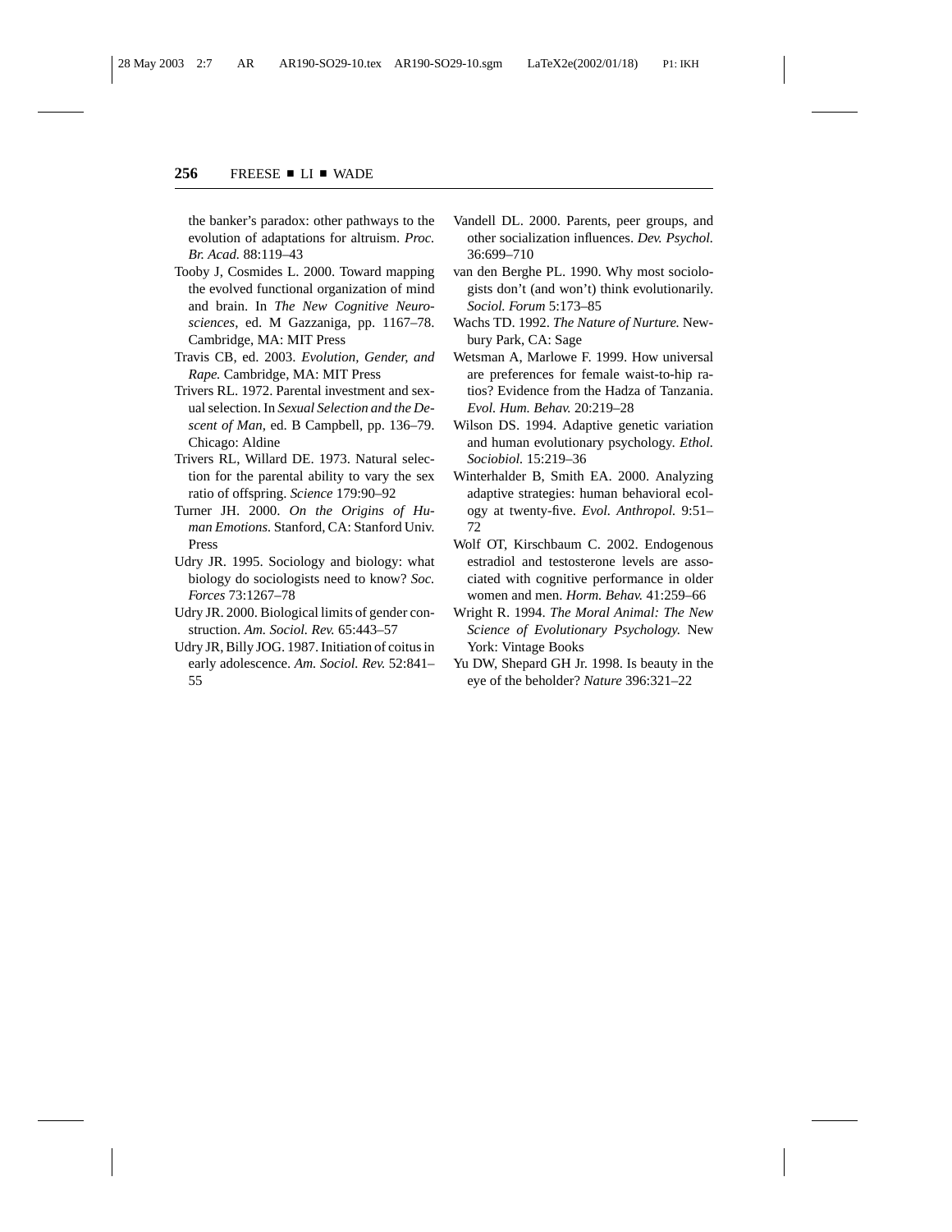the banker's paradox: other pathways to the evolution of adaptations for altruism. *Proc. Br. Acad.* 88:119–43

Tooby J, Cosmides L. 2000. Toward mapping the evolved functional organization of mind and brain. In *The New Cognitive Neurosciences*, ed. M Gazzaniga, pp. 1167–78. Cambridge, MA: MIT Press

Travis CB, ed. 2003. *Evolution, Gender, and Rape.* Cambridge, MA: MIT Press

Trivers RL. 1972. Parental investment and sexual selection. In *Sexual Selection and the Descent of Man*, ed. B Campbell, pp. 136–79. Chicago: Aldine

Trivers RL, Willard DE. 1973. Natural selection for the parental ability to vary the sex ratio of offspring. *Science* 179:90–92

Turner JH. 2000. *On the Origins of Human Emotions.* Stanford, CA: Stanford Univ. Press

Udry JR. 1995. Sociology and biology: what biology do sociologists need to know? *Soc. Forces* 73:1267–78

Udry JR. 2000. Biological limits of gender construction. *Am. Sociol. Rev.* 65:443–57

Udry JR, Billy JOG. 1987. Initiation of coitus in early adolescence. *Am. Sociol. Rev.* 52:841–55

Vandell DL. 2000. Parents, peer groups, and other socialization influences. *Dev. Psychol.* 36:699–710

van den Berghe PL. 1990. Why most sociologists don't (and won't) think evolutionarily. *Sociol. Forum* 5:173–85

Wachs TD. 1992. *The Nature of Nurture.* Newbury Park, CA: Sage

Wetsman A, Marlowe F. 1999. How universal are preferences for female waist-to-hip ratios? Evidence from the Hadza of Tanzania. *Evol. Hum. Behav.* 20:219–28

Wilson DS. 1994. Adaptive genetic variation and human evolutionary psychology. *Ethol. Sociobiol.* 15:219–36

Winterhalder B, Smith EA. 2000. Analyzing adaptive strategies: human behavioral ecology at twenty-five. *Evol. Anthropol.* 9:51–72

Wolf OT, Kirschbaum C. 2002. Endogenous estradiol and testosterone levels are associated with cognitive performance in older women and men. *Horm. Behav.* 41:259–66

Wright R. 1994. *The Moral Animal: The New Science of Evolutionary Psychology.* New York: Vintage Books

Yu DW, Shepard GH Jr. 1998. Is beauty in the eye of the beholder? *Nature* 396:321–22